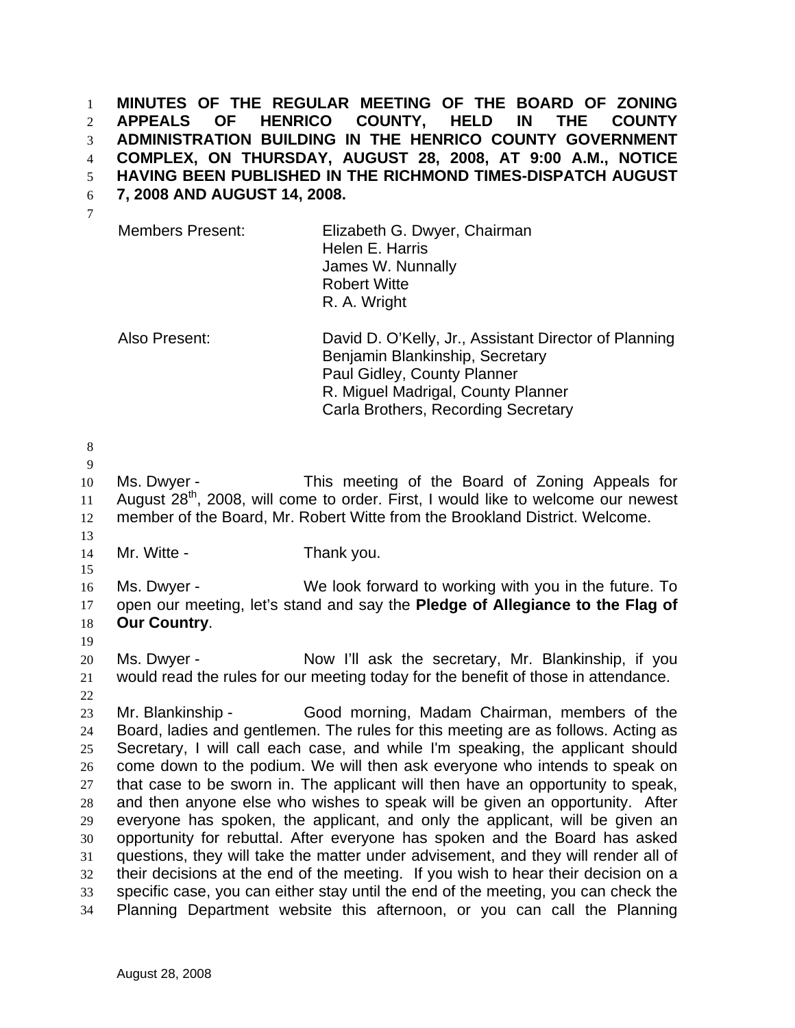**MINUTES OF THE REGULAR MEETING OF THE BOARD OF ZONING APPEALS OF HENRICO COUNTY, HELD IN THE COUNTY ADMINISTRATION BUILDING IN THE HENRICO COUNTY GOVERNMENT COMPLEX, ON THURSDAY, AUGUST 28, 2008, AT 9:00 A.M., NOTICE HAVING BEEN PUBLISHED IN THE RICHMOND TIMES-DISPATCH AUGUST 7, 2008 AND AUGUST 14, 2008.**

| | |
|---|---|
| Members Present: | Elizabeth G. Dwyer, Chairman<br>Helen E. Harris<br>James W. Nunnally<br>Robert Witte<br>R. A. Wright |
| Also Present: | David D. O'Kelly, Jr., Assistant Director of Planning<br>Benjamin Blankinship, Secretary<br>Paul Gidley, County Planner<br>R. Miguel Madrigal, County Planner<br>Carla Brothers, Recording Secretary |

Ms. Dwyer - This meeting of the Board of Zoning Appeals for August 28th, 2008, will come to order. First, I would like to welcome our newest member of the Board, Mr. Robert Witte from the Brookland District. Welcome.

Mr. Witte - Thank you.

Ms. Dwyer - We look forward to working with you in the future. To open our meeting, let's stand and say the **Pledge of Allegiance to the Flag of Our Country**.

Ms. Dwyer - Now I'll ask the secretary, Mr. Blankinship, if you would read the rules for our meeting today for the benefit of those in attendance.

Mr. Blankinship - Good morning, Madam Chairman, members of the Board, ladies and gentlemen. The rules for this meeting are as follows. Acting as Secretary, I will call each case, and while I'm speaking, the applicant should come down to the podium. We will then ask everyone who intends to speak on that case to be sworn in. The applicant will then have an opportunity to speak, and then anyone else who wishes to speak will be given an opportunity. After everyone has spoken, the applicant, and only the applicant, will be given an opportunity for rebuttal. After everyone has spoken and the Board has asked questions, they will take the matter under advisement, and they will render all of their decisions at the end of the meeting. If you wish to hear their decision on a specific case, you can either stay until the end of the meeting, you can check the Planning Department website this afternoon, or you can call the Planning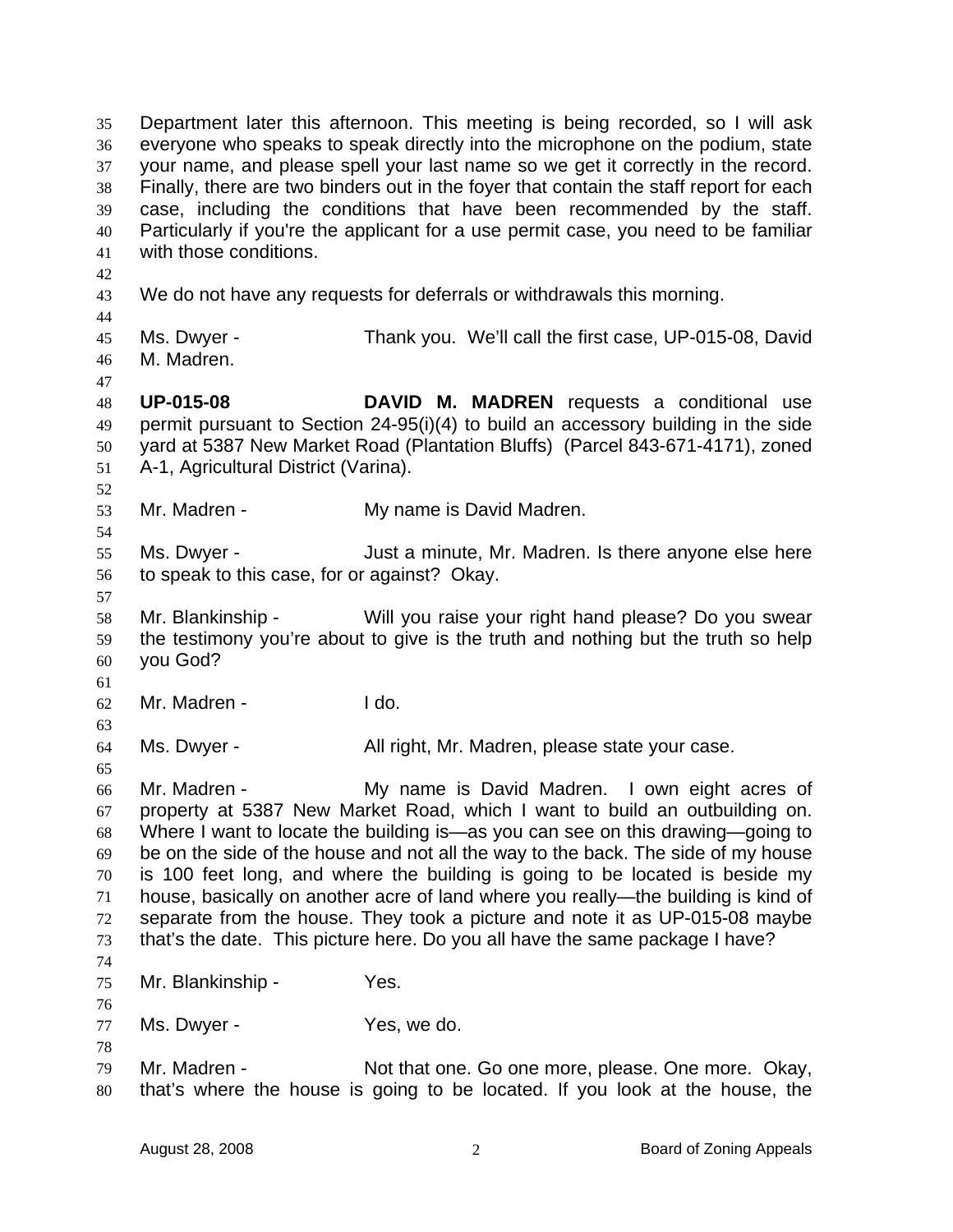Department later this afternoon. This meeting is being recorded, so I will ask everyone who speaks to speak directly into the microphone on the podium, state your name, and please spell your last name so we get it correctly in the record. Finally, there are two binders out in the foyer that contain the staff report for each case, including the conditions that have been recommended by the staff. Particularly if you're the applicant for a use permit case, you need to be familiar with those conditions.

We do not have any requests for deferrals or withdrawals this morning.

Ms. Dwyer - Thank you. We'll call the first case, UP-015-08, David M. Madren.

**UP-015-08** **DAVID M. MADREN** requests a conditional use permit pursuant to Section 24-95(i)(4) to build an accessory building in the side yard at 5387 New Market Road (Plantation Bluffs) (Parcel 843-671-4171), zoned A-1, Agricultural District (Varina).

Mr. Madren - My name is David Madren.

Ms. Dwyer - Just a minute, Mr. Madren. Is there anyone else here to speak to this case, for or against? Okay.

Mr. Blankinship - Will you raise your right hand please? Do you swear the testimony you're about to give is the truth and nothing but the truth so help you God?

Mr. Madren - I do.

Ms. Dwyer - All right, Mr. Madren, please state your case.

Mr. Madren - My name is David Madren. I own eight acres of property at 5387 New Market Road, which I want to build an outbuilding on. Where I want to locate the building is—as you can see on this drawing—going to be on the side of the house and not all the way to the back. The side of my house is 100 feet long, and where the building is going to be located is beside my house, basically on another acre of land where you really—the building is kind of separate from the house. They took a picture and note it as UP-015-08 maybe that's the date. This picture here. Do you all have the same package I have?

Mr. Blankinship - Yes.

Ms. Dwyer - Yes, we do.

Mr. Madren - Not that one. Go one more, please. One more. Okay, that's where the house is going to be located. If you look at the house, the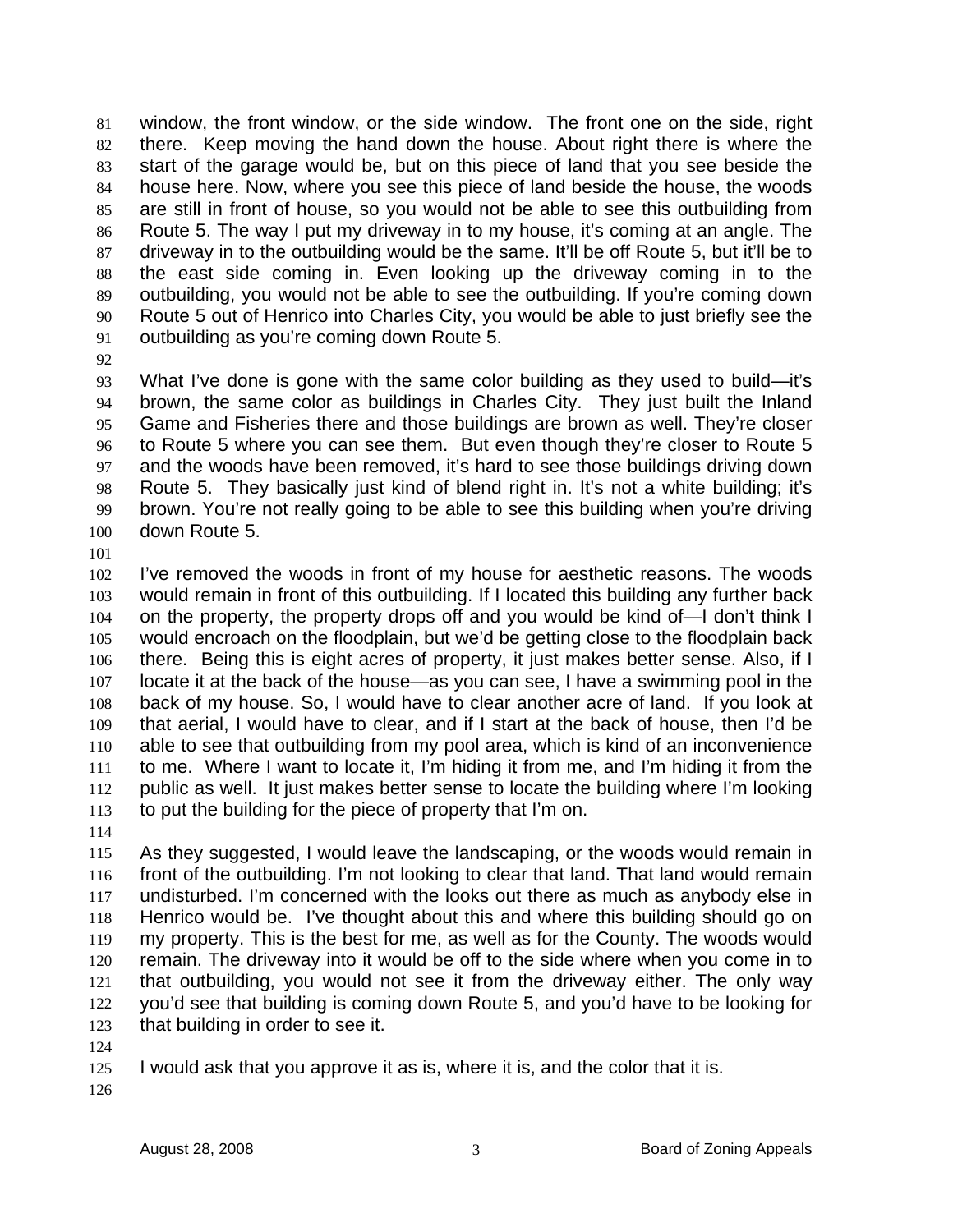window, the front window, or the side window. The front one on the side, right there. Keep moving the hand down the house. About right there is where the start of the garage would be, but on this piece of land that you see beside the house here. Now, where you see this piece of land beside the house, the woods are still in front of house, so you would not be able to see this outbuilding from Route 5. The way I put my driveway in to my house, it's coming at an angle. The driveway in to the outbuilding would be the same. It'll be off Route 5, but it'll be to the east side coming in. Even looking up the driveway coming in to the outbuilding, you would not be able to see the outbuilding. If you're coming down Route 5 out of Henrico into Charles City, you would be able to just briefly see the outbuilding as you're coming down Route 5.

What I've done is gone with the same color building as they used to build—it's brown, the same color as buildings in Charles City. They just built the Inland Game and Fisheries there and those buildings are brown as well. They're closer to Route 5 where you can see them. But even though they're closer to Route 5 and the woods have been removed, it's hard to see those buildings driving down Route 5. They basically just kind of blend right in. It's not a white building; it's brown. You're not really going to be able to see this building when you're driving down Route 5.

I've removed the woods in front of my house for aesthetic reasons. The woods would remain in front of this outbuilding. If I located this building any further back on the property, the property drops off and you would be kind of—I don't think I would encroach on the floodplain, but we'd be getting close to the floodplain back there. Being this is eight acres of property, it just makes better sense. Also, if I locate it at the back of the house—as you can see, I have a swimming pool in the back of my house. So, I would have to clear another acre of land. If you look at that aerial, I would have to clear, and if I start at the back of house, then I'd be able to see that outbuilding from my pool area, which is kind of an inconvenience to me. Where I want to locate it, I'm hiding it from me, and I'm hiding it from the public as well. It just makes better sense to locate the building where I'm looking to put the building for the piece of property that I'm on.

As they suggested, I would leave the landscaping, or the woods would remain in front of the outbuilding. I'm not looking to clear that land. That land would remain undisturbed. I'm concerned with the looks out there as much as anybody else in Henrico would be. I've thought about this and where this building should go on my property. This is the best for me, as well as for the County. The woods would remain. The driveway into it would be off to the side where when you come in to that outbuilding, you would not see it from the driveway either. The only way you'd see that building is coming down Route 5, and you'd have to be looking for that building in order to see it.

I would ask that you approve it as is, where it is, and the color that it is.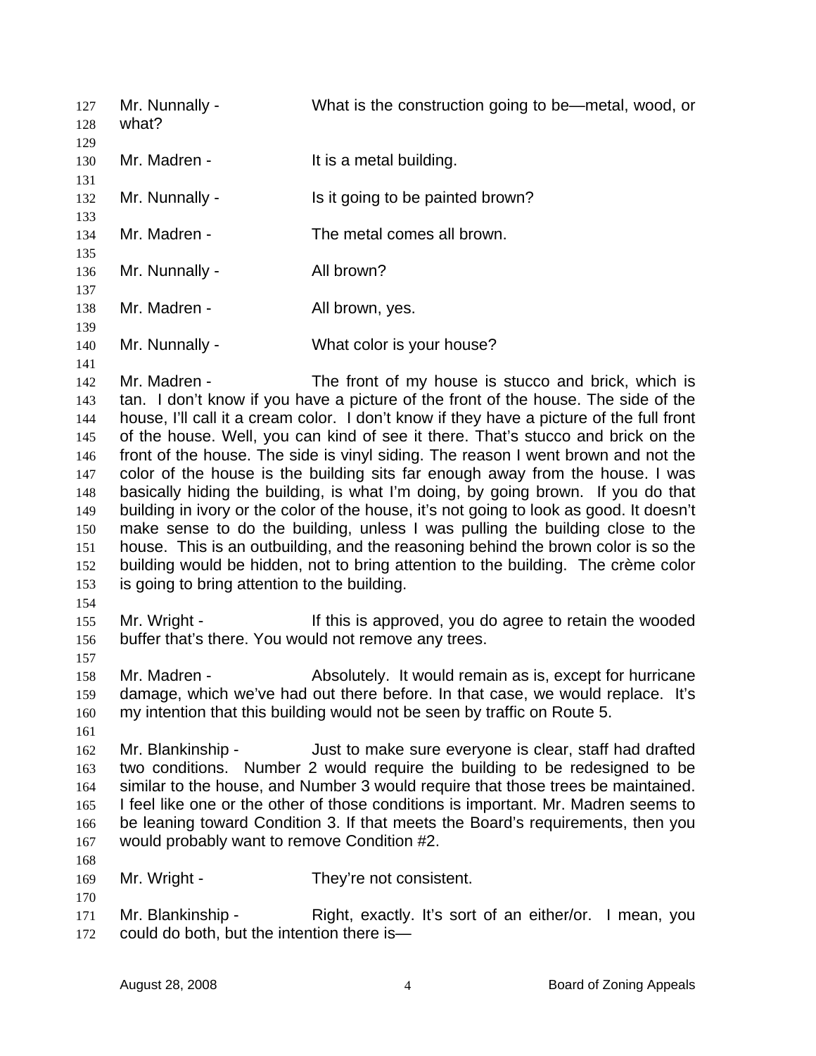Mr. Nunnally - What is the construction going to be—metal, wood, or what?

Mr. Madren - It is a metal building.

Mr. Nunnally - Is it going to be painted brown?

Mr. Madren - The metal comes all brown.

Mr. Nunnally - All brown?

Mr. Madren - All brown, yes.

Mr. Nunnally - What color is your house?

Mr. Madren - The front of my house is stucco and brick, which is tan. I don't know if you have a picture of the front of the house. The side of the house, I'll call it a cream color. I don't know if they have a picture of the full front of the house. Well, you can kind of see it there. That's stucco and brick on the front of the house. The side is vinyl siding. The reason I went brown and not the color of the house is the building sits far enough away from the house. I was basically hiding the building, is what I'm doing, by going brown. If you do that building in ivory or the color of the house, it's not going to look as good. It doesn't make sense to do the building, unless I was pulling the building close to the house. This is an outbuilding, and the reasoning behind the brown color is so the building would be hidden, not to bring attention to the building. The crème color is going to bring attention to the building.

Mr. Wright - If this is approved, you do agree to retain the wooded buffer that's there. You would not remove any trees.

Mr. Madren - Absolutely. It would remain as is, except for hurricane damage, which we've had out there before. In that case, we would replace. It's my intention that this building would not be seen by traffic on Route 5.

Mr. Blankinship - Just to make sure everyone is clear, staff had drafted two conditions. Number 2 would require the building to be redesigned to be similar to the house, and Number 3 would require that those trees be maintained. I feel like one or the other of those conditions is important. Mr. Madren seems to be leaning toward Condition 3. If that meets the Board's requirements, then you would probably want to remove Condition #2.

Mr. Wright - They're not consistent.

Mr. Blankinship - Right, exactly. It's sort of an either/or. I mean, you could do both, but the intention there is—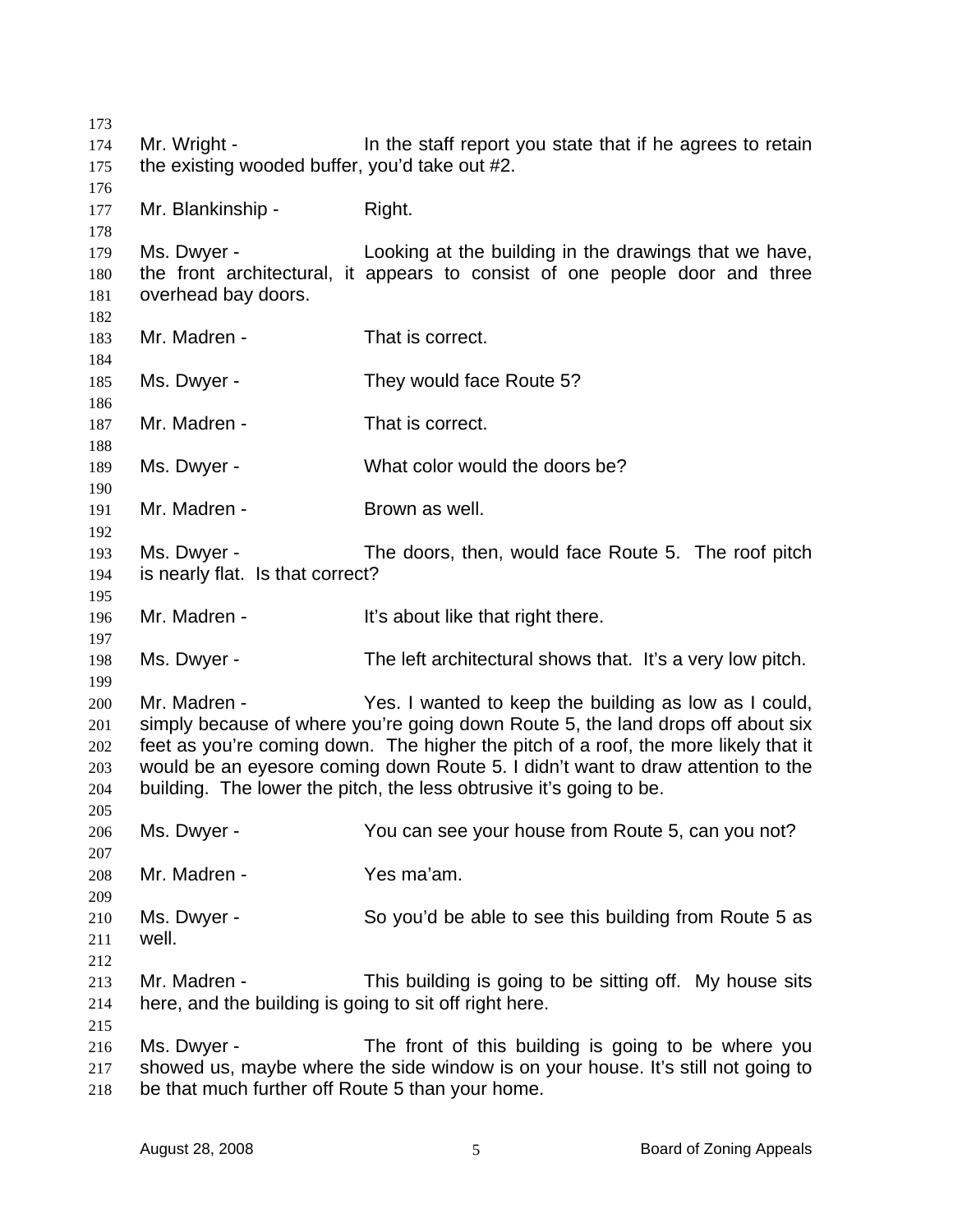Mr. Wright - In the staff report you state that if he agrees to retain the existing wooded buffer, you'd take out #2.

Mr. Blankinship - Right.

Ms. Dwyer - Looking at the building in the drawings that we have, the front architectural, it appears to consist of one people door and three overhead bay doors.

Mr. Madren - That is correct.

Ms. Dwyer - They would face Route 5?

Mr. Madren - That is correct.

Ms. Dwyer - What color would the doors be?

Mr. Madren - Brown as well.

Ms. Dwyer - The doors, then, would face Route 5. The roof pitch is nearly flat. Is that correct?

Mr. Madren - It's about like that right there.

Ms. Dwyer - The left architectural shows that. It's a very low pitch.

Mr. Madren - Yes. I wanted to keep the building as low as I could, simply because of where you're going down Route 5, the land drops off about six feet as you're coming down. The higher the pitch of a roof, the more likely that it would be an eyesore coming down Route 5. I didn't want to draw attention to the building. The lower the pitch, the less obtrusive it's going to be.

Ms. Dwyer - You can see your house from Route 5, can you not?

Mr. Madren - Yes ma'am.

Ms. Dwyer - So you'd be able to see this building from Route 5 as well.

Mr. Madren - This building is going to be sitting off. My house sits here, and the building is going to sit off right here.

Ms. Dwyer - The front of this building is going to be where you showed us, maybe where the side window is on your house. It's still not going to be that much further off Route 5 than your home.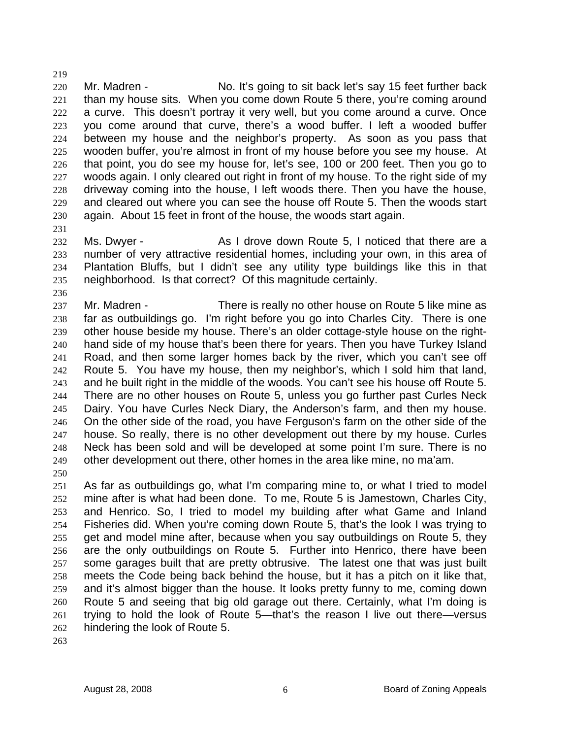Mr. Madren - No. It's going to sit back let's say 15 feet further back than my house sits. When you come down Route 5 there, you're coming around a curve. This doesn't portray it very well, but you come around a curve. Once you come around that curve, there's a wood buffer. I left a wooded buffer between my house and the neighbor's property. As soon as you pass that wooden buffer, you're almost in front of my house before you see my house. At that point, you do see my house for, let's see, 100 or 200 feet. Then you go to woods again. I only cleared out right in front of my house. To the right side of my driveway coming into the house, I left woods there. Then you have the house, and cleared out where you can see the house off Route 5. Then the woods start again. About 15 feet in front of the house, the woods start again.

Ms. Dwyer - As I drove down Route 5, I noticed that there are a number of very attractive residential homes, including your own, in this area of Plantation Bluffs, but I didn't see any utility type buildings like this in that neighborhood. Is that correct? Of this magnitude certainly.

Mr. Madren - There is really no other house on Route 5 like mine as far as outbuildings go. I'm right before you go into Charles City. There is one other house beside my house. There's an older cottage-style house on the right-hand side of my house that's been there for years. Then you have Turkey Island Road, and then some larger homes back by the river, which you can't see off Route 5. You have my house, then my neighbor's, which I sold him that land, and he built right in the middle of the woods. You can't see his house off Route 5. There are no other houses on Route 5, unless you go further past Curles Neck Dairy. You have Curles Neck Diary, the Anderson's farm, and then my house. On the other side of the road, you have Ferguson's farm on the other side of the house. So really, there is no other development out there by my house. Curles Neck has been sold and will be developed at some point I'm sure. There is no other development out there, other homes in the area like mine, no ma'am.

As far as outbuildings go, what I'm comparing mine to, or what I tried to model mine after is what had been done. To me, Route 5 is Jamestown, Charles City, and Henrico. So, I tried to model my building after what Game and Inland Fisheries did. When you're coming down Route 5, that's the look I was trying to get and model mine after, because when you say outbuildings on Route 5, they are the only outbuildings on Route 5. Further into Henrico, there have been some garages built that are pretty obtrusive. The latest one that was just built meets the Code being back behind the house, but it has a pitch on it like that, and it's almost bigger than the house. It looks pretty funny to me, coming down Route 5 and seeing that big old garage out there. Certainly, what I'm doing is trying to hold the look of Route 5—that's the reason I live out there—versus hindering the look of Route 5.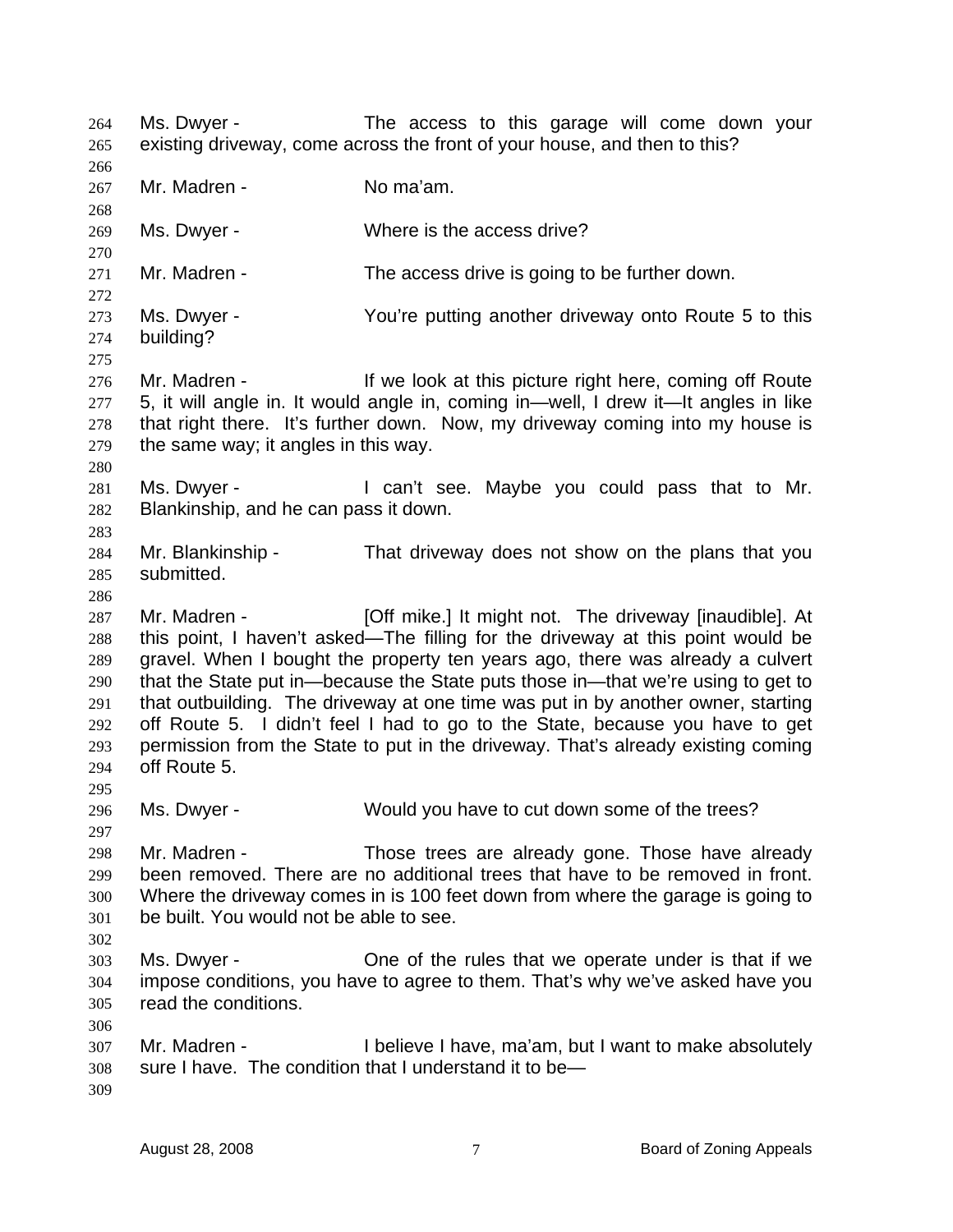Ms. Dwyer - The access to this garage will come down your existing driveway, come across the front of your house, and then to this?

Mr. Madren - No ma'am.

Ms. Dwyer - Where is the access drive?

Mr. Madren - The access drive is going to be further down.

Ms. Dwyer - You're putting another driveway onto Route 5 to this building?

Mr. Madren - If we look at this picture right here, coming off Route 5, it will angle in. It would angle in, coming in—well, I drew it—It angles in like that right there. It's further down. Now, my driveway coming into my house is the same way; it angles in this way.

Ms. Dwyer - I can't see. Maybe you could pass that to Mr. Blankinship, and he can pass it down.

Mr. Blankinship - That driveway does not show on the plans that you submitted.

Mr. Madren - [Off mike.] It might not. The driveway [inaudible]. At this point, I haven't asked—The filling for the driveway at this point would be gravel. When I bought the property ten years ago, there was already a culvert that the State put in—because the State puts those in—that we're using to get to that outbuilding. The driveway at one time was put in by another owner, starting off Route 5. I didn't feel I had to go to the State, because you have to get permission from the State to put in the driveway. That's already existing coming off Route 5.

Ms. Dwyer - Would you have to cut down some of the trees?

Mr. Madren - Those trees are already gone. Those have already been removed. There are no additional trees that have to be removed in front. Where the driveway comes in is 100 feet down from where the garage is going to be built. You would not be able to see.

Ms. Dwyer - One of the rules that we operate under is that if we impose conditions, you have to agree to them. That's why we've asked have you read the conditions.

Mr. Madren - I believe I have, ma'am, but I want to make absolutely sure I have. The condition that I understand it to be—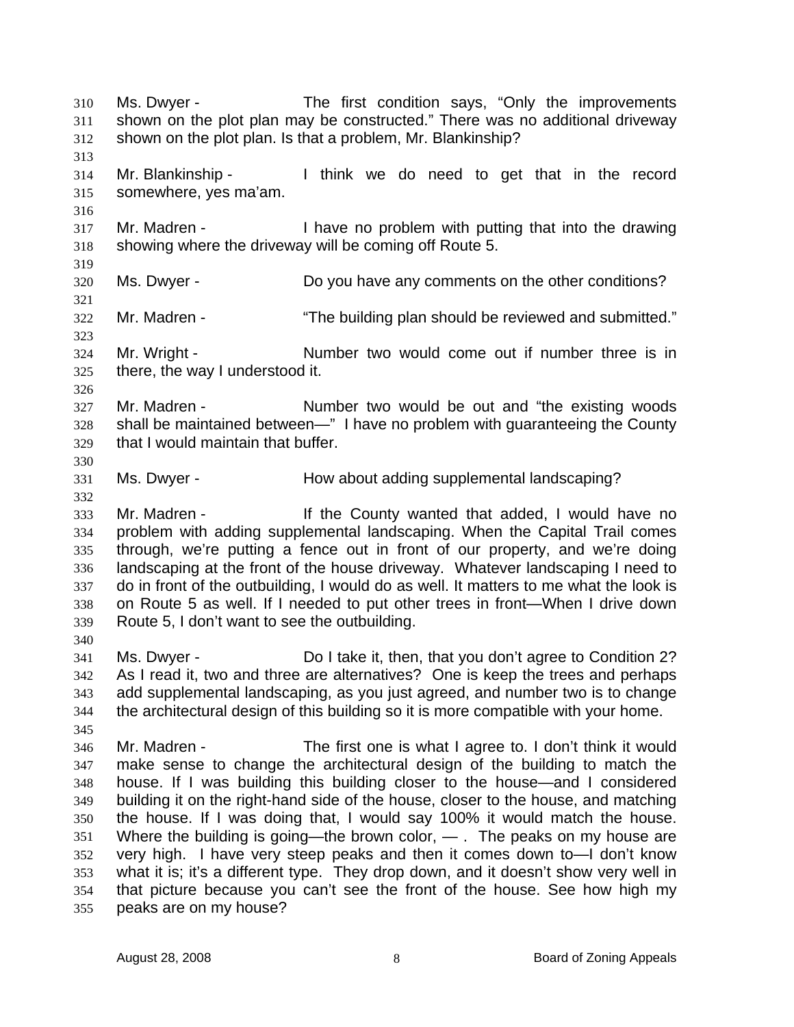310 Ms. Dwyer - The first condition says, "Only the improvements
311 shown on the plot plan may be constructed." There was no additional driveway
312 shown on the plot plan. Is that a problem, Mr. Blankinship?
313
314 Mr. Blankinship - I think we do need to get that in the record
315 somewhere, yes ma'am.
316
317 Mr. Madren - I have no problem with putting that into the drawing
318 showing where the driveway will be coming off Route 5.
319
320 Ms. Dwyer - Do you have any comments on the other conditions?
321
322 Mr. Madren - "The building plan should be reviewed and submitted."
323
324 Mr. Wright - Number two would come out if number three is in
325 there, the way I understood it.
326
327 Mr. Madren - Number two would be out and "the existing woods
328 shall be maintained between—" I have no problem with guaranteeing the County
329 that I would maintain that buffer.
330
331 Ms. Dwyer - How about adding supplemental landscaping?
332
333 Mr. Madren - If the County wanted that added, I would have no
334 problem with adding supplemental landscaping. When the Capital Trail comes
335 through, we're putting a fence out in front of our property, and we're doing
336 landscaping at the front of the house driveway. Whatever landscaping I need to
337 do in front of the outbuilding, I would do as well. It matters to me what the look is
338 on Route 5 as well. If I needed to put other trees in front—When I drive down
339 Route 5, I don't want to see the outbuilding.
340
341 Ms. Dwyer - Do I take it, then, that you don't agree to Condition 2?
342 As I read it, two and three are alternatives? One is keep the trees and perhaps
343 add supplemental landscaping, as you just agreed, and number two is to change
344 the architectural design of this building so it is more compatible with your home.
345
346 Mr. Madren - The first one is what I agree to. I don't think it would
347 make sense to change the architectural design of the building to match the
348 house. If I was building this building closer to the house—and I considered
349 building it on the right-hand side of the house, closer to the house, and matching
350 the house. If I was doing that, I would say 100% it would match the house.
351 Where the building is going—the brown color, — . The peaks on my house are
352 very high. I have very steep peaks and then it comes down to—I don't know
353 what it is; it's a different type. They drop down, and it doesn't show very well in
354 that picture because you can't see the front of the house. See how high my
355 peaks are on my house?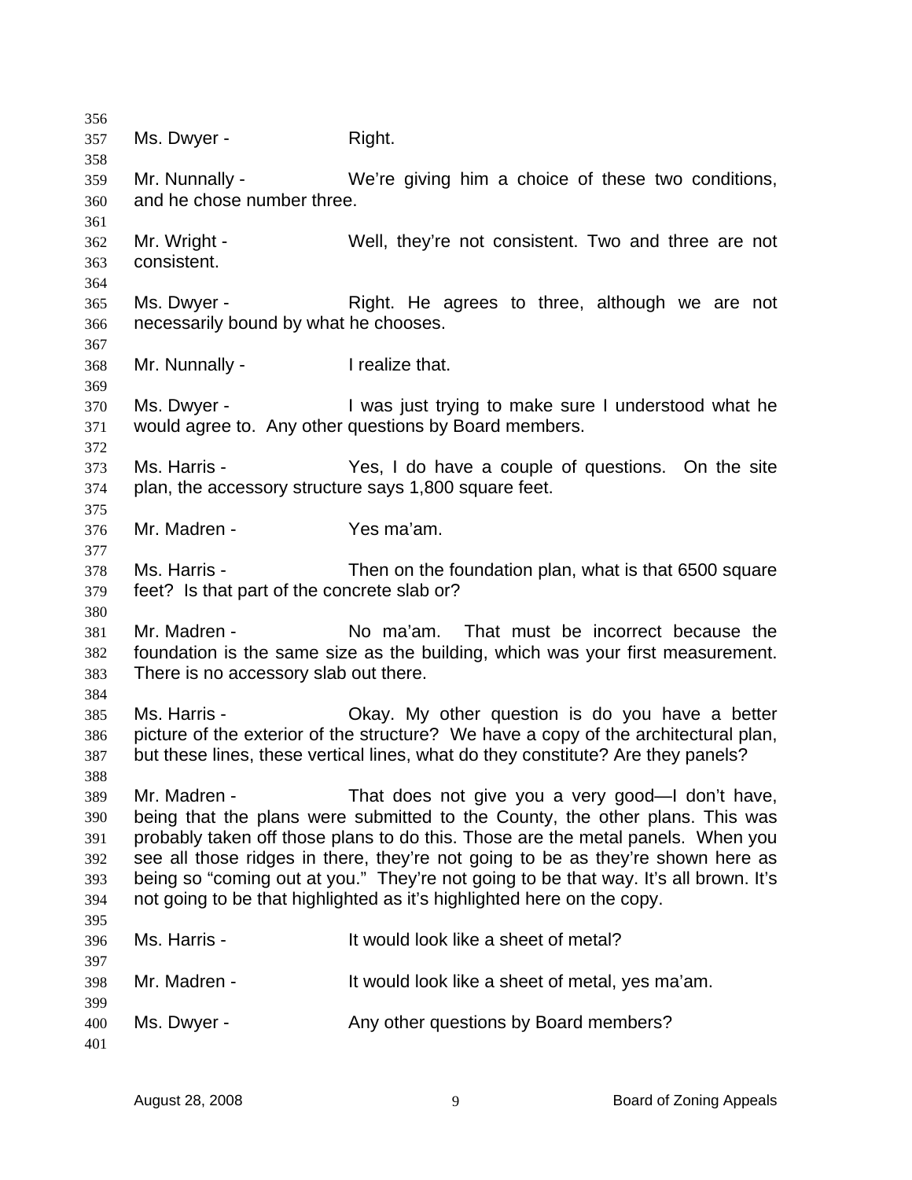Ms. Dwyer - Right.

Mr. Nunnally - We're giving him a choice of these two conditions, and he chose number three.

Mr. Wright - Well, they're not consistent. Two and three are not consistent.

Ms. Dwyer - Right. He agrees to three, although we are not necessarily bound by what he chooses.

Mr. Nunnally - I realize that.

Ms. Dwyer - I was just trying to make sure I understood what he would agree to. Any other questions by Board members.

Ms. Harris - Yes, I do have a couple of questions. On the site plan, the accessory structure says 1,800 square feet.

Mr. Madren - Yes ma'am.

Ms. Harris - Then on the foundation plan, what is that 6500 square feet? Is that part of the concrete slab or?

Mr. Madren - No ma'am. That must be incorrect because the foundation is the same size as the building, which was your first measurement. There is no accessory slab out there.

Ms. Harris - Okay. My other question is do you have a better picture of the exterior of the structure? We have a copy of the architectural plan, but these lines, these vertical lines, what do they constitute? Are they panels?

Mr. Madren - That does not give you a very good—I don't have, being that the plans were submitted to the County, the other plans. This was probably taken off those plans to do this. Those are the metal panels. When you see all those ridges in there, they're not going to be as they're shown here as being so "coming out at you." They're not going to be that way. It's all brown. It's not going to be that highlighted as it's highlighted here on the copy.

Ms. Harris - It would look like a sheet of metal?

Mr. Madren - It would look like a sheet of metal, yes ma'am.

Ms. Dwyer - Any other questions by Board members?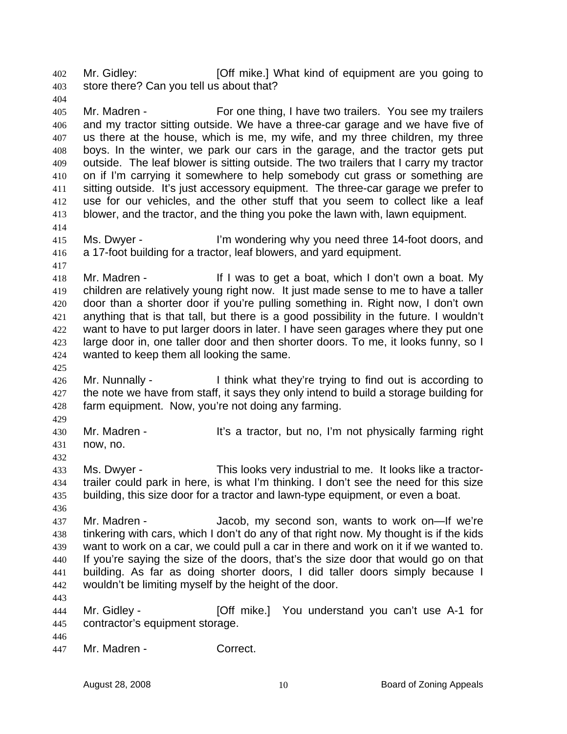402 Mr. Gidley: [Off mike.] What kind of equipment are you going to
403 store there? Can you tell us about that?
404
405 Mr. Madren - For one thing, I have two trailers. You see my trailers
406 and my tractor sitting outside. We have a three-car garage and we have five of
407 us there at the house, which is me, my wife, and my three children, my three
408 boys. In the winter, we park our cars in the garage, and the tractor gets put
409 outside. The leaf blower is sitting outside. The two trailers that I carry my tractor
410 on if I'm carrying it somewhere to help somebody cut grass or something are
411 sitting outside. It's just accessory equipment. The three-car garage we prefer to
412 use for our vehicles, and the other stuff that you seem to collect like a leaf
413 blower, and the tractor, and the thing you poke the lawn with, lawn equipment.
414
415 Ms. Dwyer - I'm wondering why you need three 14-foot doors, and
416 a 17-foot building for a tractor, leaf blowers, and yard equipment.
417
418 Mr. Madren - If I was to get a boat, which I don't own a boat. My
419 children are relatively young right now. It just made sense to me to have a taller
420 door than a shorter door if you're pulling something in. Right now, I don't own
421 anything that is that tall, but there is a good possibility in the future. I wouldn't
422 want to have to put larger doors in later. I have seen garages where they put one
423 large door in, one taller door and then shorter doors. To me, it looks funny, so I
424 wanted to keep them all looking the same.
425
426 Mr. Nunnally - I think what they're trying to find out is according to
427 the note we have from staff, it says they only intend to build a storage building for
428 farm equipment. Now, you're not doing any farming.
429
430 Mr. Madren - It's a tractor, but no, I'm not physically farming right
431 now, no.
432
433 Ms. Dwyer - This looks very industrial to me. It looks like a tractor-
434 trailer could park in here, is what I'm thinking. I don't see the need for this size
435 building, this size door for a tractor and lawn-type equipment, or even a boat.
436
437 Mr. Madren - Jacob, my second son, wants to work on—If we're
438 tinkering with cars, which I don't do any of that right now. My thought is if the kids
439 want to work on a car, we could pull a car in there and work on it if we wanted to.
440 If you're saying the size of the doors, that's the size door that would go on that
441 building. As far as doing shorter doors, I did taller doors simply because I
442 wouldn't be limiting myself by the height of the door.
443
444 Mr. Gidley - [Off mike.] You understand you can't use A-1 for
445 contractor's equipment storage.
446
447 Mr. Madren - Correct.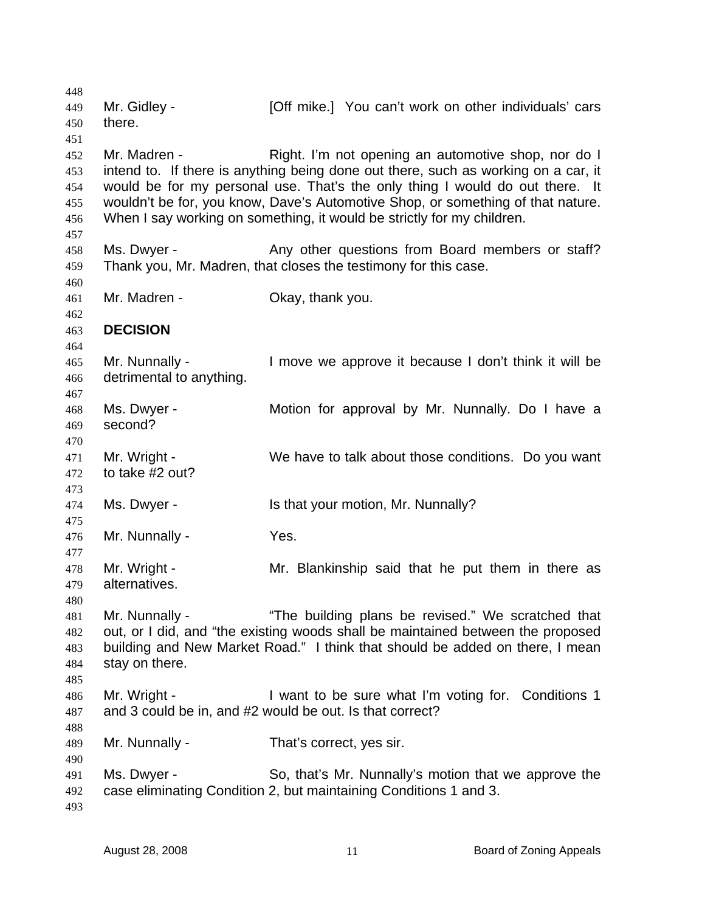Mr. Gidley - [Off mike.] You can't work on other individuals' cars there.

Mr. Madren - Right. I'm not opening an automotive shop, nor do I intend to. If there is anything being done out there, such as working on a car, it would be for my personal use. That's the only thing I would do out there. It wouldn't be for, you know, Dave's Automotive Shop, or something of that nature. When I say working on something, it would be strictly for my children.

Ms. Dwyer - Any other questions from Board members or staff? Thank you, Mr. Madren, that closes the testimony for this case.

Mr. Madren - Okay, thank you.

**DECISION**

Mr. Nunnally - I move we approve it because I don't think it will be detrimental to anything.

Ms. Dwyer - Motion for approval by Mr. Nunnally. Do I have a second?

Mr. Wright - We have to talk about those conditions. Do you want to take #2 out?

Ms. Dwyer - Is that your motion, Mr. Nunnally?

Mr. Nunnally - Yes.

Mr. Wright - Mr. Blankinship said that he put them in there as alternatives.

Mr. Nunnally - "The building plans be revised." We scratched that out, or I did, and "the existing woods shall be maintained between the proposed building and New Market Road." I think that should be added on there, I mean stay on there.

Mr. Wright - I want to be sure what I'm voting for. Conditions 1 and 3 could be in, and #2 would be out. Is that correct?

Mr. Nunnally - That's correct, yes sir.

Ms. Dwyer - So, that's Mr. Nunnally's motion that we approve the case eliminating Condition 2, but maintaining Conditions 1 and 3.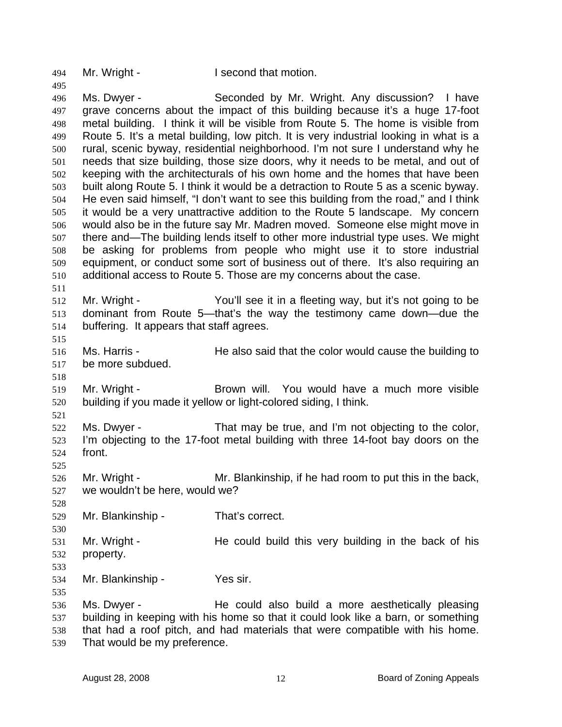Mr. Wright - I second that motion.

Ms. Dwyer - Seconded by Mr. Wright. Any discussion? I have grave concerns about the impact of this building because it's a huge 17-foot metal building. I think it will be visible from Route 5. The home is visible from Route 5. It's a metal building, low pitch. It is very industrial looking in what is a rural, scenic byway, residential neighborhood. I'm not sure I understand why he needs that size building, those size doors, why it needs to be metal, and out of keeping with the architecturals of his own home and the homes that have been built along Route 5. I think it would be a detraction to Route 5 as a scenic byway. He even said himself, "I don't want to see this building from the road," and I think it would be a very unattractive addition to the Route 5 landscape. My concern would also be in the future say Mr. Madren moved. Someone else might move in there and—The building lends itself to other more industrial type uses. We might be asking for problems from people who might use it to store industrial equipment, or conduct some sort of business out of there. It's also requiring an additional access to Route 5. Those are my concerns about the case.

Mr. Wright - You'll see it in a fleeting way, but it's not going to be dominant from Route 5—that's the way the testimony came down—due the buffering. It appears that staff agrees.

Ms. Harris - He also said that the color would cause the building to be more subdued.

Mr. Wright - Brown will. You would have a much more visible building if you made it yellow or light-colored siding, I think.

Ms. Dwyer - That may be true, and I'm not objecting to the color, I'm objecting to the 17-foot metal building with three 14-foot bay doors on the front.

Mr. Wright - Mr. Blankinship, if he had room to put this in the back, we wouldn't be here, would we?

Mr. Blankinship - That's correct.

Mr. Wright - He could build this very building in the back of his property.

Mr. Blankinship - Yes sir.

Ms. Dwyer - He could also build a more aesthetically pleasing building in keeping with his home so that it could look like a barn, or something that had a roof pitch, and had materials that were compatible with his home. That would be my preference.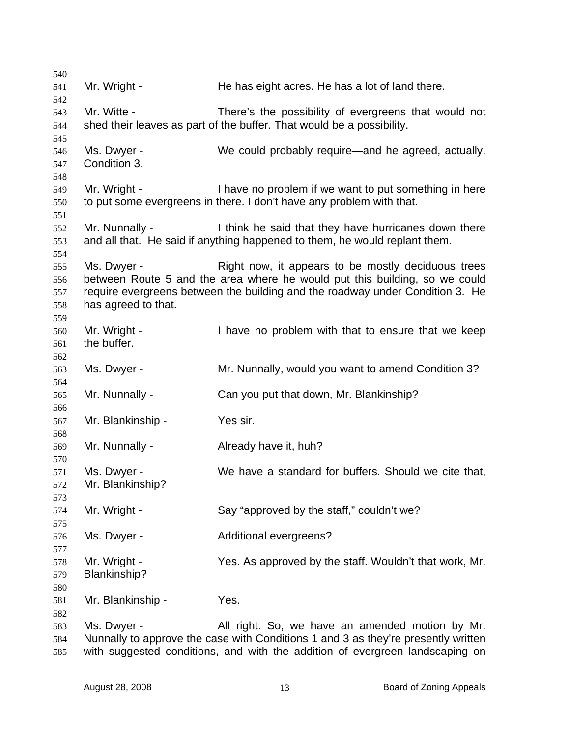Mr. Wright - He has eight acres. He has a lot of land there.

Mr. Witte - There's the possibility of evergreens that would not shed their leaves as part of the buffer. That would be a possibility.

Ms. Dwyer - We could probably require—and he agreed, actually. Condition 3.

Mr. Wright - I have no problem if we want to put something in here to put some evergreens in there. I don't have any problem with that.

Mr. Nunnally - I think he said that they have hurricanes down there and all that. He said if anything happened to them, he would replant them.

Ms. Dwyer - Right now, it appears to be mostly deciduous trees between Route 5 and the area where he would put this building, so we could require evergreens between the building and the roadway under Condition 3. He has agreed to that.

Mr. Wright - I have no problem with that to ensure that we keep the buffer.

Ms. Dwyer - Mr. Nunnally, would you want to amend Condition 3?

Mr. Nunnally - Can you put that down, Mr. Blankinship?

Mr. Blankinship - Yes sir.

Mr. Nunnally - Already have it, huh?

Ms. Dwyer - We have a standard for buffers. Should we cite that, Mr. Blankinship?

Mr. Wright - Say "approved by the staff," couldn't we?

Ms. Dwyer - Additional evergreens?

Mr. Wright - Yes. As approved by the staff. Wouldn't that work, Mr. Blankinship?

Mr. Blankinship - Yes.

Ms. Dwyer - All right. So, we have an amended motion by Mr. Nunnally to approve the case with Conditions 1 and 3 as they're presently written with suggested conditions, and with the addition of evergreen landscaping on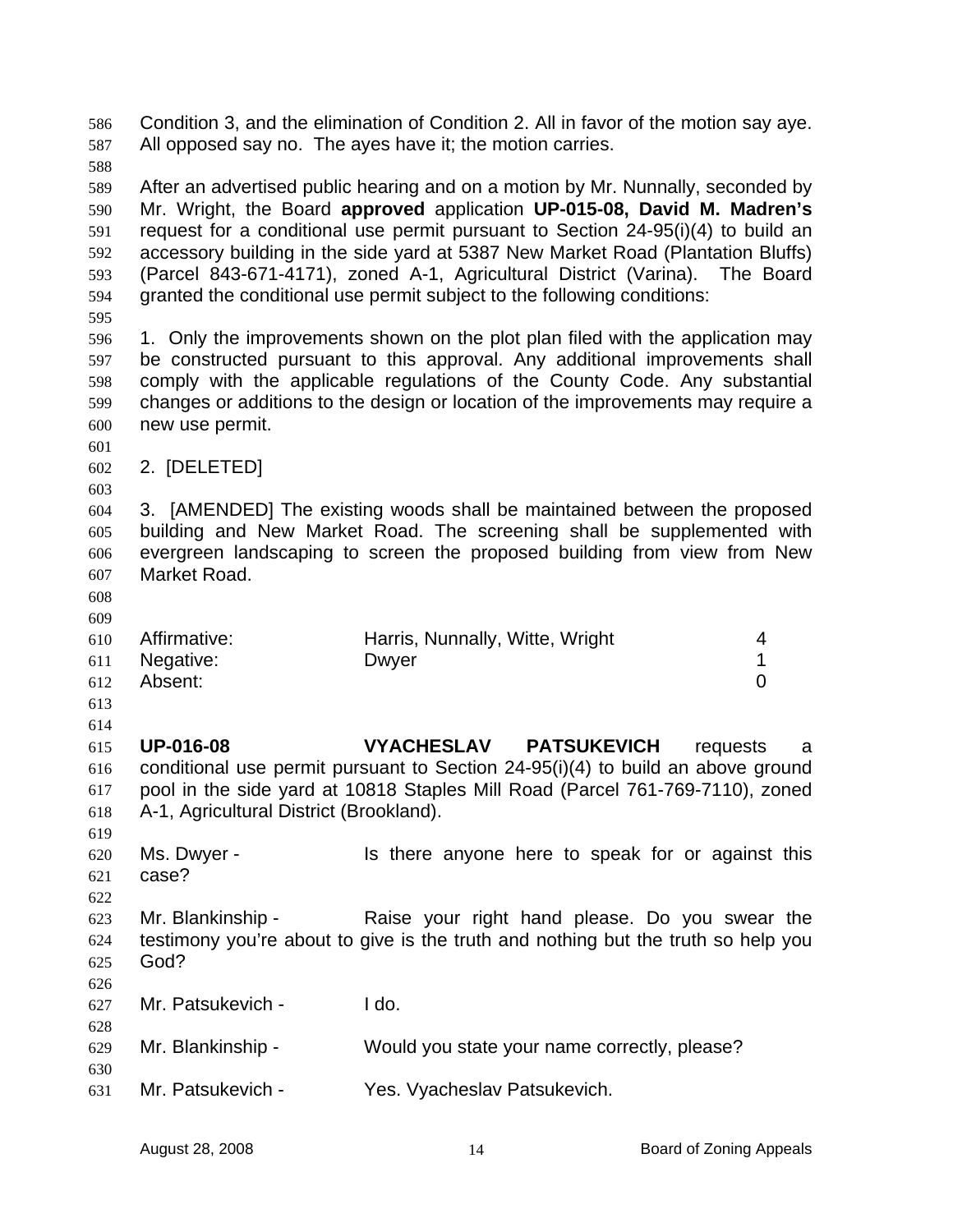Condition 3, and the elimination of Condition 2. All in favor of the motion say aye. All opposed say no. The ayes have it; the motion carries.

After an advertised public hearing and on a motion by Mr. Nunnally, seconded by Mr. Wright, the Board **approved** application **UP-015-08, David M. Madren's** request for a conditional use permit pursuant to Section 24-95(i)(4) to build an accessory building in the side yard at 5387 New Market Road (Plantation Bluffs) (Parcel 843-671-4171), zoned A-1, Agricultural District (Varina). The Board granted the conditional use permit subject to the following conditions:

1. Only the improvements shown on the plot plan filed with the application may be constructed pursuant to this approval. Any additional improvements shall comply with the applicable regulations of the County Code. Any substantial changes or additions to the design or location of the improvements may require a new use permit.

2. [DELETED]

3. [AMENDED] The existing woods shall be maintained between the proposed building and New Market Road. The screening shall be supplemented with evergreen landscaping to screen the proposed building from view from New Market Road.

| | | |
|---|---|---|
| Affirmative: | Harris, Nunnally, Witte, Wright | 4 |
| Negative: | Dwyer | 1 |
| Absent: | | 0 |

**UP-016-08 VYACHESLAV PATSUKEVICH** requests a conditional use permit pursuant to Section 24-95(i)(4) to build an above ground pool in the side yard at 10818 Staples Mill Road (Parcel 761-769-7110), zoned A-1, Agricultural District (Brookland).

Ms. Dwyer - Is there anyone here to speak for or against this case?

Mr. Blankinship - Raise your right hand please. Do you swear the testimony you're about to give is the truth and nothing but the truth so help you God?

Mr. Patsukevich - I do.

Mr. Blankinship - Would you state your name correctly, please?

Mr. Patsukevich - Yes. Vyacheslav Patsukevich.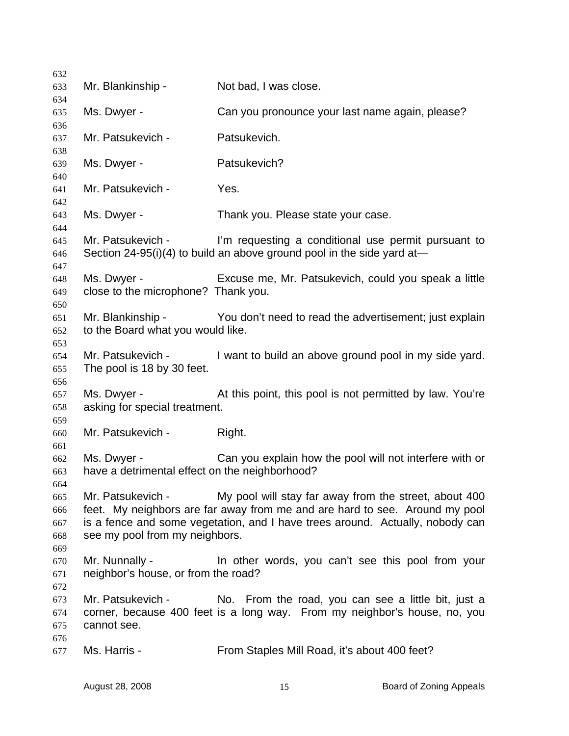Mr. Blankinship - Not bad, I was close.

Ms. Dwyer - Can you pronounce your last name again, please?

Mr. Patsukevich - Patsukevich.

Ms. Dwyer - Patsukevich?

Mr. Patsukevich - Yes.

Ms. Dwyer - Thank you. Please state your case.

Mr. Patsukevich - I'm requesting a conditional use permit pursuant to Section 24-95(i)(4) to build an above ground pool in the side yard at—

Ms. Dwyer - Excuse me, Mr. Patsukevich, could you speak a little close to the microphone? Thank you.

Mr. Blankinship - You don't need to read the advertisement; just explain to the Board what you would like.

Mr. Patsukevich - I want to build an above ground pool in my side yard. The pool is 18 by 30 feet.

Ms. Dwyer - At this point, this pool is not permitted by law. You're asking for special treatment.

Mr. Patsukevich - Right.

Ms. Dwyer - Can you explain how the pool will not interfere with or have a detrimental effect on the neighborhood?

Mr. Patsukevich - My pool will stay far away from the street, about 400 feet. My neighbors are far away from me and are hard to see. Around my pool is a fence and some vegetation, and I have trees around. Actually, nobody can see my pool from my neighbors.

Mr. Nunnally - In other words, you can't see this pool from your neighbor's house, or from the road?

Mr. Patsukevich - No. From the road, you can see a little bit, just a corner, because 400 feet is a long way. From my neighbor's house, no, you cannot see.

Ms. Harris - From Staples Mill Road, it's about 400 feet?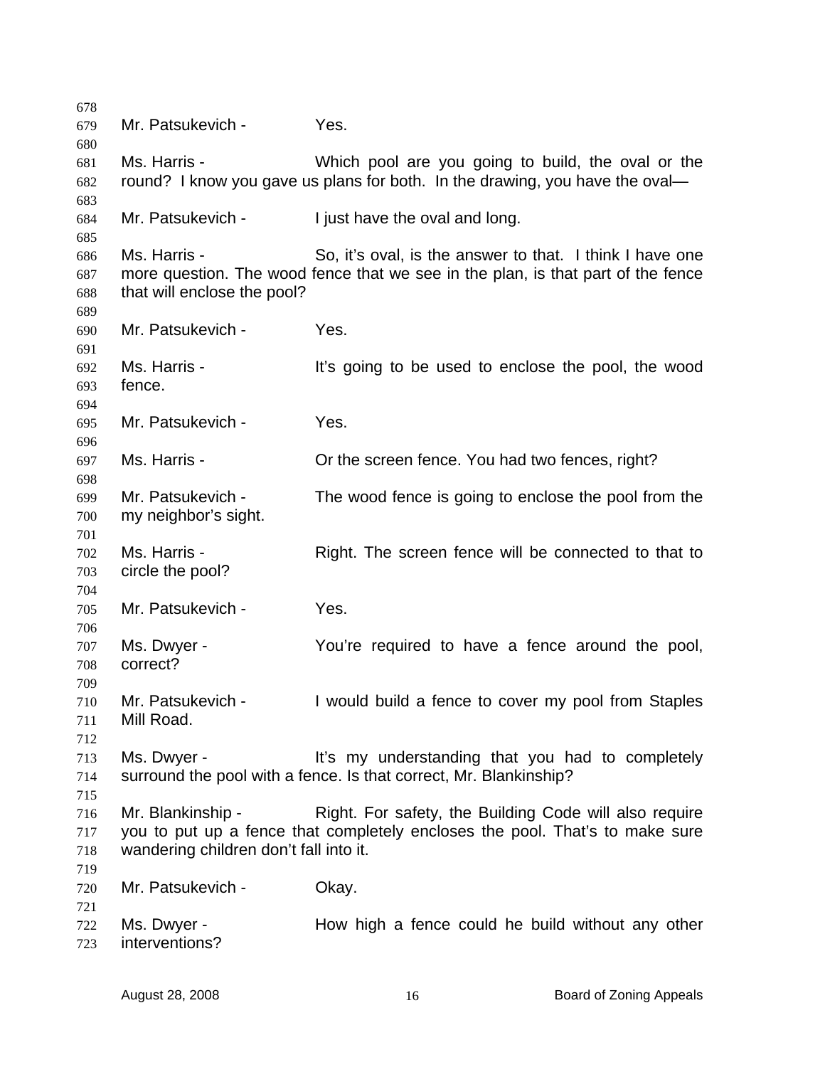Mr. Patsukevich - Yes.

Ms. Harris - Which pool are you going to build, the oval or the round? I know you gave us plans for both. In the drawing, you have the oval—

Mr. Patsukevich - I just have the oval and long.

Ms. Harris - So, it's oval, is the answer to that. I think I have one more question. The wood fence that we see in the plan, is that part of the fence that will enclose the pool?

Mr. Patsukevich - Yes.

Ms. Harris - It's going to be used to enclose the pool, the wood fence.

Mr. Patsukevich - Yes.

Ms. Harris - Or the screen fence. You had two fences, right?

Mr. Patsukevich - The wood fence is going to enclose the pool from the my neighbor's sight.

Ms. Harris - Right. The screen fence will be connected to that to circle the pool?

Mr. Patsukevich - Yes.

Ms. Dwyer - You're required to have a fence around the pool, correct?

Mr. Patsukevich - I would build a fence to cover my pool from Staples Mill Road.

Ms. Dwyer - It's my understanding that you had to completely surround the pool with a fence. Is that correct, Mr. Blankinship?

Mr. Blankinship - Right. For safety, the Building Code will also require you to put up a fence that completely encloses the pool. That's to make sure wandering children don't fall into it.

Mr. Patsukevich - Okay.

Ms. Dwyer - How high a fence could he build without any other interventions?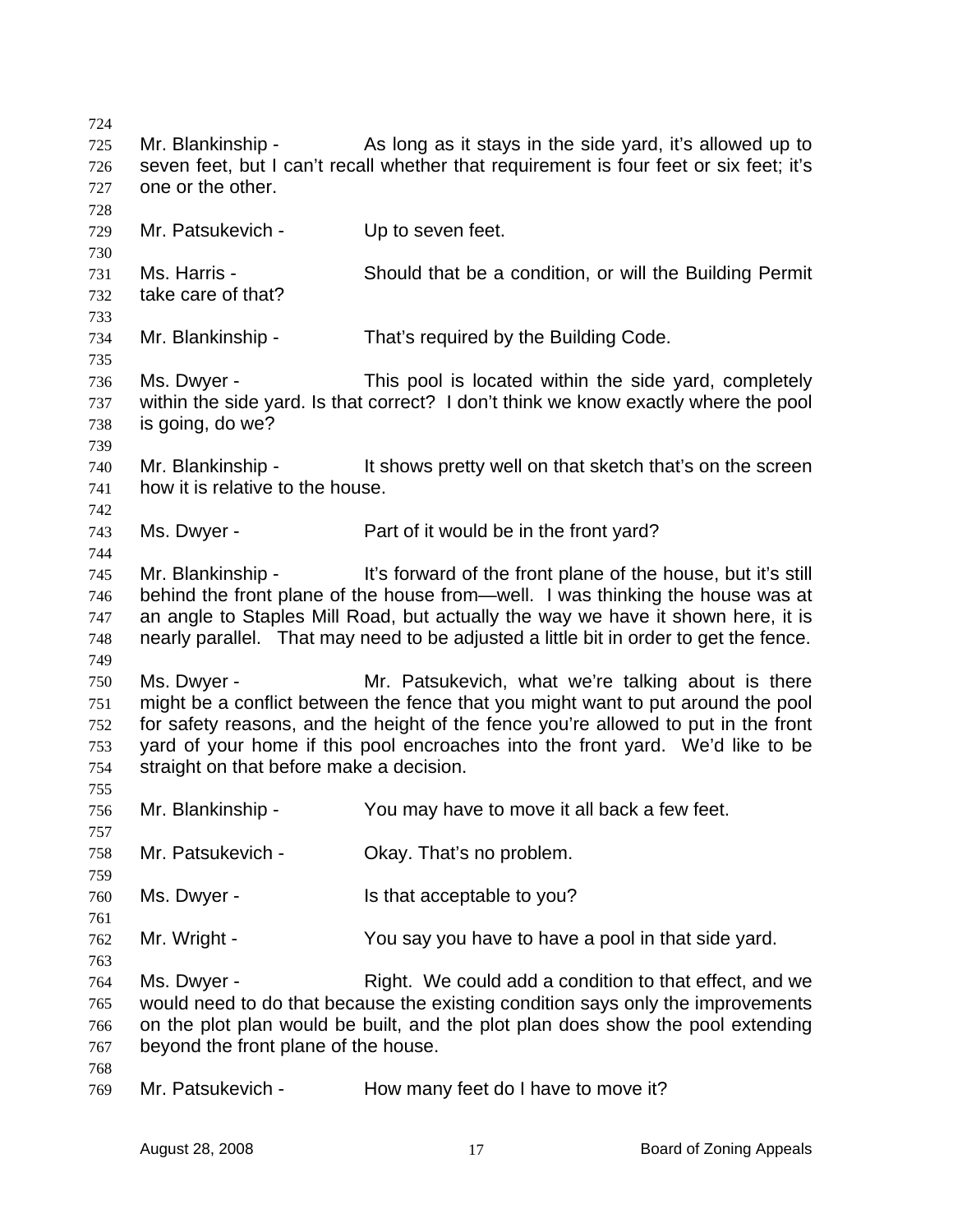Mr. Blankinship - As long as it stays in the side yard, it's allowed up to seven feet, but I can't recall whether that requirement is four feet or six feet; it's one or the other.

Mr. Patsukevich - Up to seven feet.

Ms. Harris - Should that be a condition, or will the Building Permit take care of that?

Mr. Blankinship - That's required by the Building Code.

Ms. Dwyer - This pool is located within the side yard, completely within the side yard. Is that correct? I don't think we know exactly where the pool is going, do we?

Mr. Blankinship - It shows pretty well on that sketch that's on the screen how it is relative to the house.

Ms. Dwyer - Part of it would be in the front yard?

Mr. Blankinship - It's forward of the front plane of the house, but it's still behind the front plane of the house from—well. I was thinking the house was at an angle to Staples Mill Road, but actually the way we have it shown here, it is nearly parallel. That may need to be adjusted a little bit in order to get the fence.

Ms. Dwyer - Mr. Patsukevich, what we're talking about is there might be a conflict between the fence that you might want to put around the pool for safety reasons, and the height of the fence you're allowed to put in the front yard of your home if this pool encroaches into the front yard. We'd like to be straight on that before make a decision.

Mr. Blankinship - You may have to move it all back a few feet.

Mr. Patsukevich - Okay. That's no problem.

Ms. Dwyer - Is that acceptable to you?

Mr. Wright - You say you have to have a pool in that side yard.

Ms. Dwyer - Right. We could add a condition to that effect, and we would need to do that because the existing condition says only the improvements on the plot plan would be built, and the plot plan does show the pool extending beyond the front plane of the house.

Mr. Patsukevich - How many feet do I have to move it?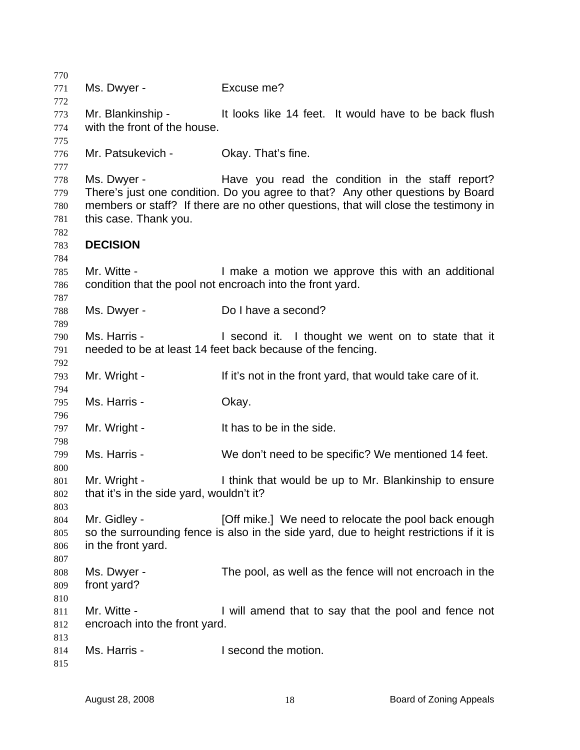Ms. Dwyer - Excuse me?

Mr. Blankinship - It looks like 14 feet. It would have to be back flush with the front of the house.

Mr. Patsukevich - Okay. That's fine.

Ms. Dwyer - Have you read the condition in the staff report? There's just one condition. Do you agree to that? Any other questions by Board members or staff? If there are no other questions, that will close the testimony in this case. Thank you.

**DECISION**

Mr. Witte - I make a motion we approve this with an additional condition that the pool not encroach into the front yard.

Ms. Dwyer - Do I have a second?

Ms. Harris - I second it. I thought we went on to state that it needed to be at least 14 feet back because of the fencing.

Mr. Wright - If it's not in the front yard, that would take care of it.

Ms. Harris - Okay.

Mr. Wright - It has to be in the side.

Ms. Harris - We don't need to be specific? We mentioned 14 feet.

Mr. Wright - I think that would be up to Mr. Blankinship to ensure that it's in the side yard, wouldn't it?

Mr. Gidley - [Off mike.] We need to relocate the pool back enough so the surrounding fence is also in the side yard, due to height restrictions if it is in the front yard.

Ms. Dwyer - The pool, as well as the fence will not encroach in the front yard?

Mr. Witte - I will amend that to say that the pool and fence not encroach into the front yard.

Ms. Harris - I second the motion.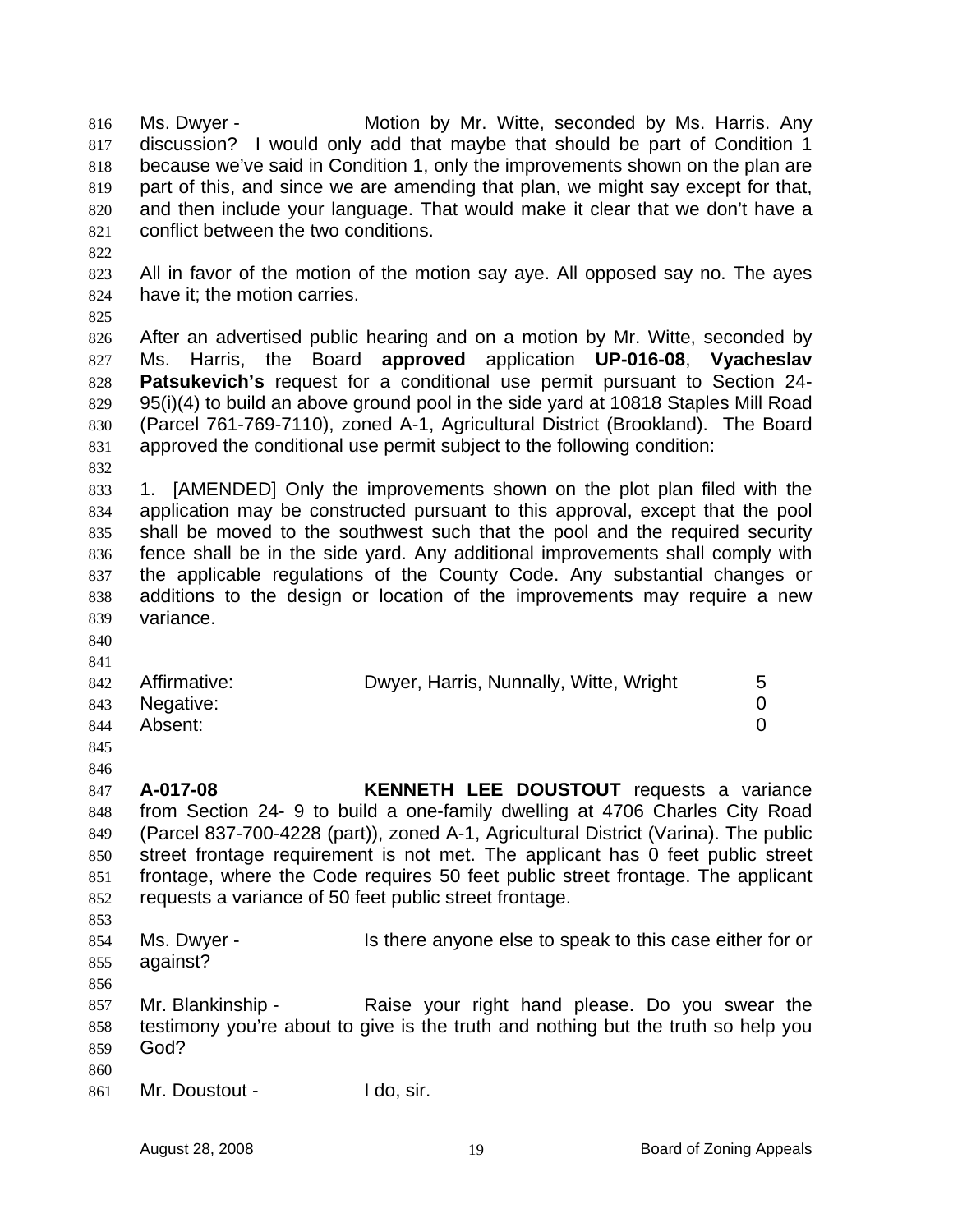Ms. Dwyer - Motion by Mr. Witte, seconded by Ms. Harris. Any discussion? I would only add that maybe that should be part of Condition 1 because we've said in Condition 1, only the improvements shown on the plan are part of this, and since we are amending that plan, we might say except for that, and then include your language. That would make it clear that we don't have a conflict between the two conditions.

All in favor of the motion of the motion say aye. All opposed say no. The ayes have it; the motion carries.

After an advertised public hearing and on a motion by Mr. Witte, seconded by Ms. Harris, the Board **approved** application **UP-016-08**, **Vyacheslav Patsukevich's** request for a conditional use permit pursuant to Section 24-95(i)(4) to build an above ground pool in the side yard at 10818 Staples Mill Road (Parcel 761-769-7110), zoned A-1, Agricultural District (Brookland). The Board approved the conditional use permit subject to the following condition:

1. [AMENDED] Only the improvements shown on the plot plan filed with the application may be constructed pursuant to this approval, except that the pool shall be moved to the southwest such that the pool and the required security fence shall be in the side yard. Any additional improvements shall comply with the applicable regulations of the County Code. Any substantial changes or additions to the design or location of the improvements may require a new variance.

| | | |
|---|---|---|
| Affirmative: | Dwyer, Harris, Nunnally, Witte, Wright | 5 |
| Negative: | | 0 |
| Absent: | | 0 |

**A-017-08** **KENNETH LEE DOUSTOUT** requests a variance from Section 24- 9 to build a one-family dwelling at 4706 Charles City Road (Parcel 837-700-4228 (part)), zoned A-1, Agricultural District (Varina). The public street frontage requirement is not met. The applicant has 0 feet public street frontage, where the Code requires 50 feet public street frontage. The applicant requests a variance of 50 feet public street frontage.

Ms. Dwyer - Is there anyone else to speak to this case either for or against?

Mr. Blankinship - Raise your right hand please. Do you swear the testimony you're about to give is the truth and nothing but the truth so help you God?

Mr. Doustout - I do, sir.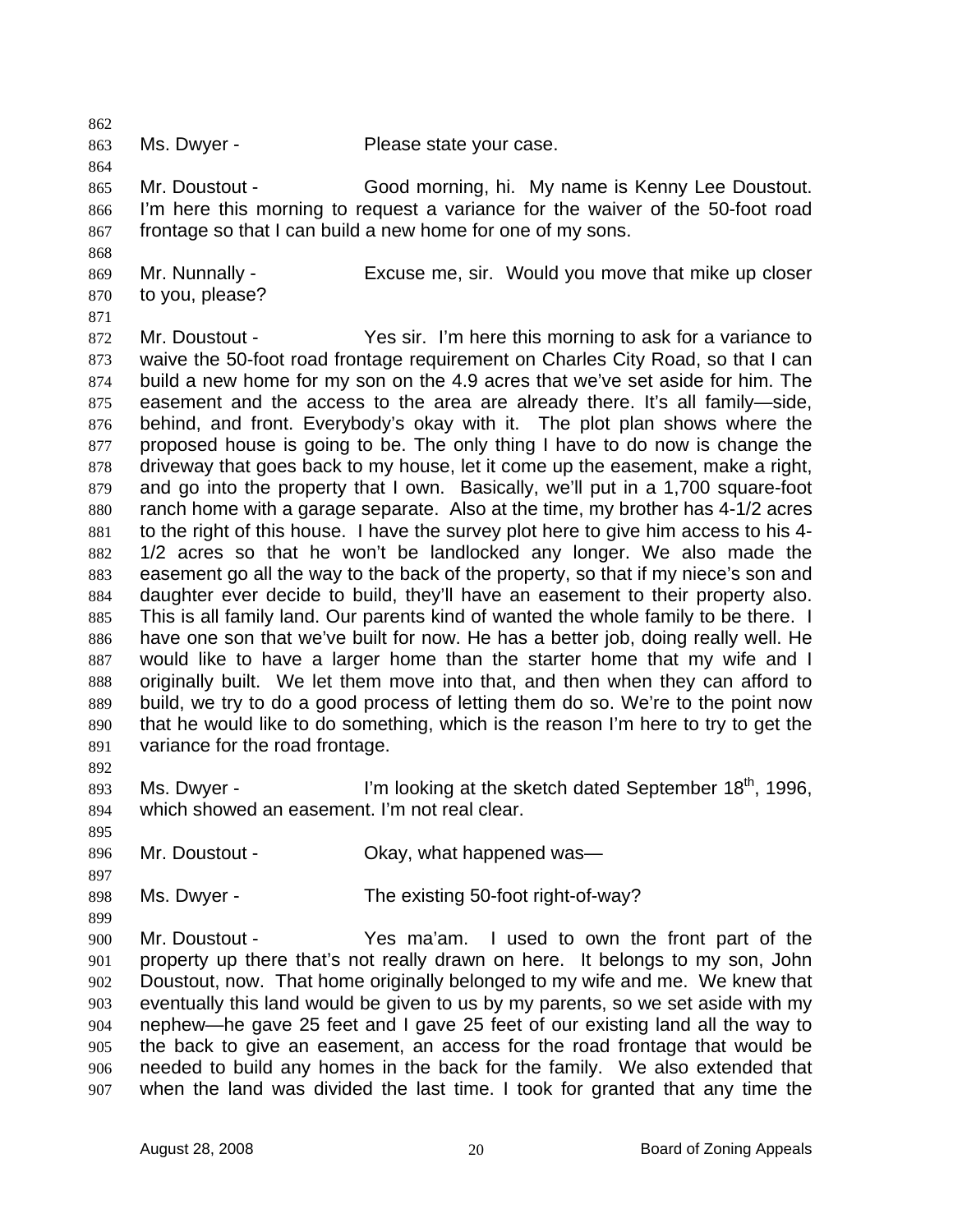862

863 Ms. Dwyer - Please state your case.

864

865 Mr. Doustout - Good morning, hi. My name is Kenny Lee Doustout.
866 I'm here this morning to request a variance for the waiver of the 50-foot road
867 frontage so that I can build a new home for one of my sons.

868

869 Mr. Nunnally - Excuse me, sir. Would you move that mike up closer
870 to you, please?

871

872 Mr. Doustout - Yes sir. I'm here this morning to ask for a variance to
873 waive the 50-foot road frontage requirement on Charles City Road, so that I can
874 build a new home for my son on the 4.9 acres that we've set aside for him. The
875 easement and the access to the area are already there. It's all family—side,
876 behind, and front. Everybody's okay with it. The plot plan shows where the
877 proposed house is going to be. The only thing I have to do now is change the
878 driveway that goes back to my house, let it come up the easement, make a right,
879 and go into the property that I own. Basically, we'll put in a 1,700 square-foot
880 ranch home with a garage separate. Also at the time, my brother has 4-1/2 acres
881 to the right of this house. I have the survey plot here to give him access to his 4-
882 1/2 acres so that he won't be landlocked any longer. We also made the
883 easement go all the way to the back of the property, so that if my niece's son and
884 daughter ever decide to build, they'll have an easement to their property also.
885 This is all family land. Our parents kind of wanted the whole family to be there. I
886 have one son that we've built for now. He has a better job, doing really well. He
887 would like to have a larger home than the starter home that my wife and I
888 originally built. We let them move into that, and then when they can afford to
889 build, we try to do a good process of letting them do so. We're to the point now
890 that he would like to do something, which is the reason I'm here to try to get the
891 variance for the road frontage.

892

893 Ms. Dwyer - I'm looking at the sketch dated September 18th, 1996,
894 which showed an easement. I'm not real clear.

895

896 Mr. Doustout - Okay, what happened was—

897

898 Ms. Dwyer - The existing 50-foot right-of-way?

899

900 Mr. Doustout - Yes ma'am. I used to own the front part of the
901 property up there that's not really drawn on here. It belongs to my son, John
902 Doustout, now. That home originally belonged to my wife and me. We knew that
903 eventually this land would be given to us by my parents, so we set aside with my
904 nephew—he gave 25 feet and I gave 25 feet of our existing land all the way to
905 the back to give an easement, an access for the road frontage that would be
906 needed to build any homes in the back for the family. We also extended that
907 when the land was divided the last time. I took for granted that any time the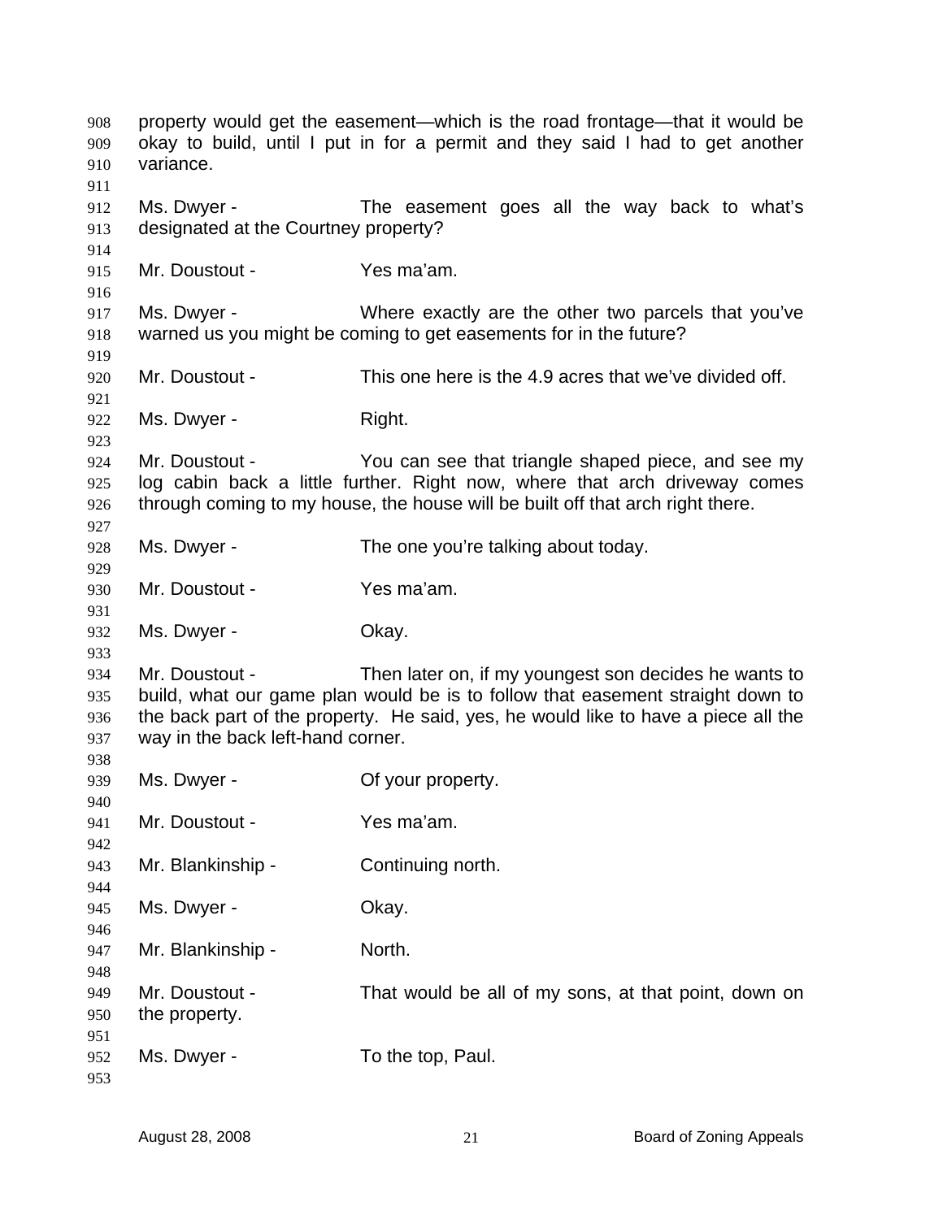property would get the easement—which is the road frontage—that it would be okay to build, until I put in for a permit and they said I had to get another variance.

Ms. Dwyer - The easement goes all the way back to what's designated at the Courtney property?

Mr. Doustout - Yes ma'am.

Ms. Dwyer - Where exactly are the other two parcels that you've warned us you might be coming to get easements for in the future?

Mr. Doustout - This one here is the 4.9 acres that we've divided off.

Ms. Dwyer - Right.

Mr. Doustout - You can see that triangle shaped piece, and see my log cabin back a little further. Right now, where that arch driveway comes through coming to my house, the house will be built off that arch right there.

Ms. Dwyer - The one you're talking about today.

Mr. Doustout - Yes ma'am.

Ms. Dwyer - Okay.

Mr. Doustout - Then later on, if my youngest son decides he wants to build, what our game plan would be is to follow that easement straight down to the back part of the property. He said, yes, he would like to have a piece all the way in the back left-hand corner.

Ms. Dwyer - Of your property.

Mr. Doustout - Yes ma'am.

Mr. Blankinship - Continuing north.

Ms. Dwyer - Okay.

Mr. Blankinship - North.

Mr. Doustout - That would be all of my sons, at that point, down on the property.

Ms. Dwyer - To the top, Paul.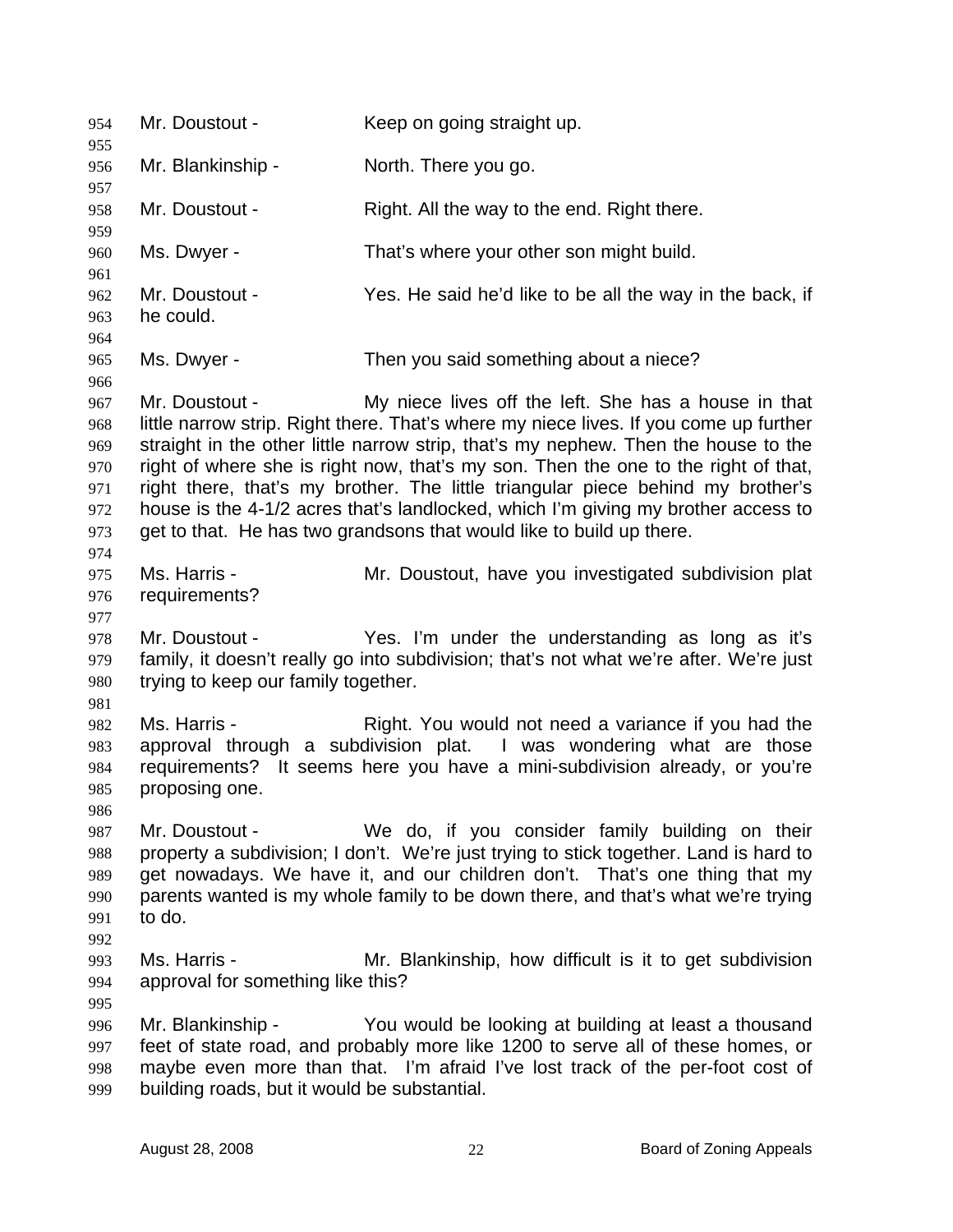Mr. Doustout - Keep on going straight up.

Mr. Blankinship - North. There you go.

Mr. Doustout - Right. All the way to the end. Right there.

Ms. Dwyer - That's where your other son might build.

Mr. Doustout - Yes. He said he'd like to be all the way in the back, if he could.

Ms. Dwyer - Then you said something about a niece?

Mr. Doustout - My niece lives off the left. She has a house in that little narrow strip. Right there. That's where my niece lives. If you come up further straight in the other little narrow strip, that's my nephew. Then the house to the right of where she is right now, that's my son. Then the one to the right of that, right there, that's my brother. The little triangular piece behind my brother's house is the 4-1/2 acres that's landlocked, which I'm giving my brother access to get to that. He has two grandsons that would like to build up there.

Ms. Harris - Mr. Doustout, have you investigated subdivision plat requirements?

Mr. Doustout - Yes. I'm under the understanding as long as it's family, it doesn't really go into subdivision; that's not what we're after. We're just trying to keep our family together.

Ms. Harris - Right. You would not need a variance if you had the approval through a subdivision plat. I was wondering what are those requirements? It seems here you have a mini-subdivision already, or you're proposing one.

Mr. Doustout - We do, if you consider family building on their property a subdivision; I don't. We're just trying to stick together. Land is hard to get nowadays. We have it, and our children don't. That's one thing that my parents wanted is my whole family to be down there, and that's what we're trying to do.

Ms. Harris - Mr. Blankinship, how difficult is it to get subdivision approval for something like this?

Mr. Blankinship - You would be looking at building at least a thousand feet of state road, and probably more like 1200 to serve all of these homes, or maybe even more than that. I'm afraid I've lost track of the per-foot cost of building roads, but it would be substantial.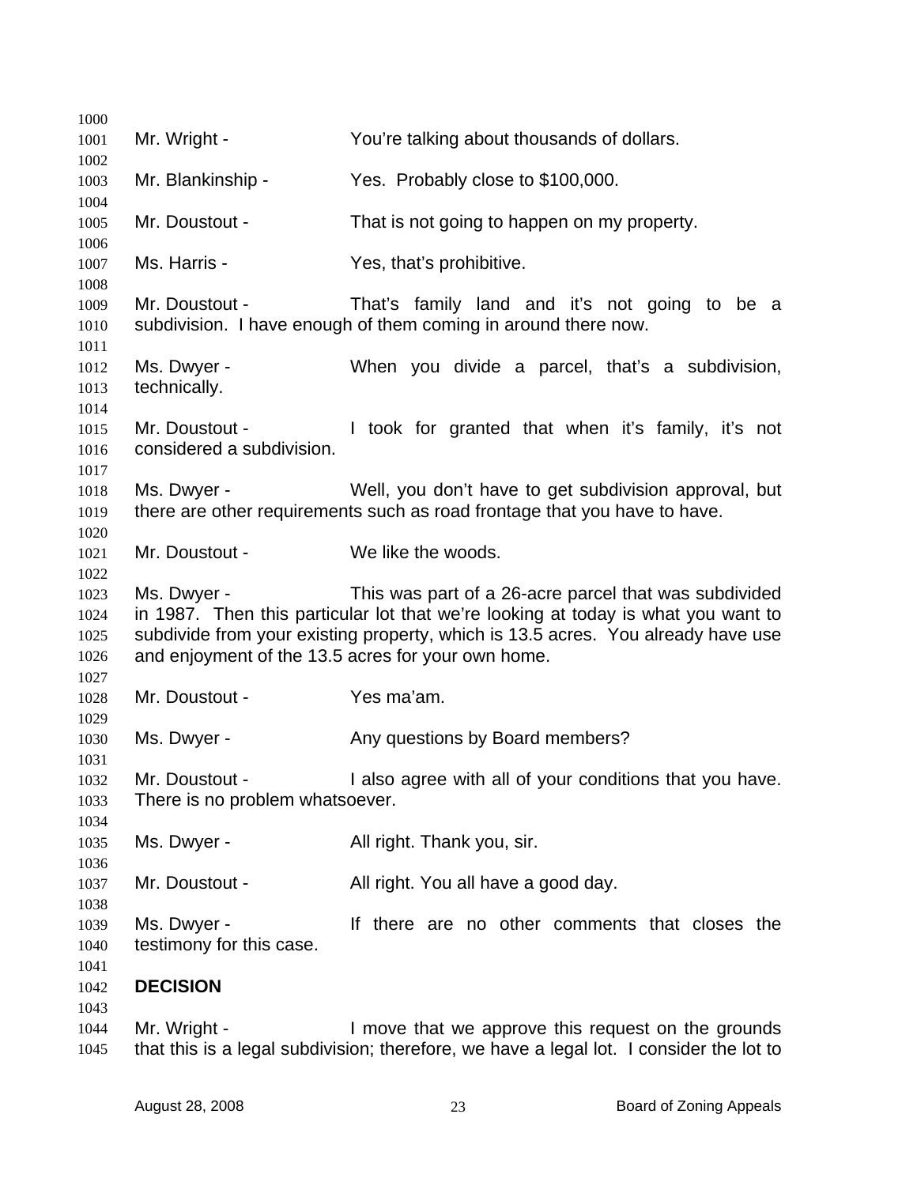Mr. Wright - You're talking about thousands of dollars.

Mr. Blankinship - Yes. Probably close to $100,000.

Mr. Doustout - That is not going to happen on my property.

Ms. Harris - Yes, that's prohibitive.

Mr. Doustout - That's family land and it's not going to be a subdivision. I have enough of them coming in around there now.

Ms. Dwyer - When you divide a parcel, that's a subdivision, technically.

Mr. Doustout - I took for granted that when it's family, it's not considered a subdivision.

Ms. Dwyer - Well, you don't have to get subdivision approval, but there are other requirements such as road frontage that you have to have.

Mr. Doustout - We like the woods.

Ms. Dwyer - This was part of a 26-acre parcel that was subdivided in 1987. Then this particular lot that we're looking at today is what you want to subdivide from your existing property, which is 13.5 acres. You already have use and enjoyment of the 13.5 acres for your own home.

Mr. Doustout - Yes ma'am.

Ms. Dwyer - Any questions by Board members?

Mr. Doustout - I also agree with all of your conditions that you have. There is no problem whatsoever.

Ms. Dwyer - All right. Thank you, sir.

Mr. Doustout - All right. You all have a good day.

Ms. Dwyer - If there are no other comments that closes the testimony for this case.

**DECISION**

Mr. Wright - I move that we approve this request on the grounds that this is a legal subdivision; therefore, we have a legal lot. I consider the lot to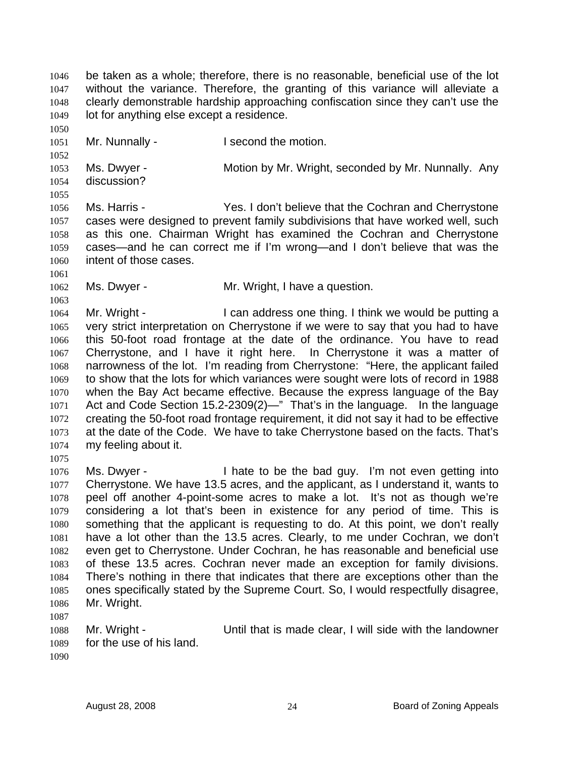be taken as a whole; therefore, there is no reasonable, beneficial use of the lot without the variance. Therefore, the granting of this variance will alleviate a clearly demonstrable hardship approaching confiscation since they can't use the lot for anything else except a residence.

Mr. Nunnally - I second the motion.

Ms. Dwyer - Motion by Mr. Wright, seconded by Mr. Nunnally. Any discussion?

Ms. Harris - Yes. I don't believe that the Cochran and Cherrystone cases were designed to prevent family subdivisions that have worked well, such as this one. Chairman Wright has examined the Cochran and Cherrystone cases—and he can correct me if I'm wrong—and I don't believe that was the intent of those cases.

Ms. Dwyer - Mr. Wright, I have a question.

Mr. Wright - I can address one thing. I think we would be putting a very strict interpretation on Cherrystone if we were to say that you had to have this 50-foot road frontage at the date of the ordinance. You have to read Cherrystone, and I have it right here. In Cherrystone it was a matter of narrowness of the lot. I'm reading from Cherrystone: "Here, the applicant failed to show that the lots for which variances were sought were lots of record in 1988 when the Bay Act became effective. Because the express language of the Bay Act and Code Section 15.2-2309(2)—" That's in the language. In the language creating the 50-foot road frontage requirement, it did not say it had to be effective at the date of the Code. We have to take Cherrystone based on the facts. That's my feeling about it.

Ms. Dwyer - I hate to be the bad guy. I'm not even getting into Cherrystone. We have 13.5 acres, and the applicant, as I understand it, wants to peel off another 4-point-some acres to make a lot. It's not as though we're considering a lot that's been in existence for any period of time. This is something that the applicant is requesting to do. At this point, we don't really have a lot other than the 13.5 acres. Clearly, to me under Cochran, we don't even get to Cherrystone. Under Cochran, he has reasonable and beneficial use of these 13.5 acres. Cochran never made an exception for family divisions. There's nothing in there that indicates that there are exceptions other than the ones specifically stated by the Supreme Court. So, I would respectfully disagree, Mr. Wright.

Mr. Wright - Until that is made clear, I will side with the landowner for the use of his land.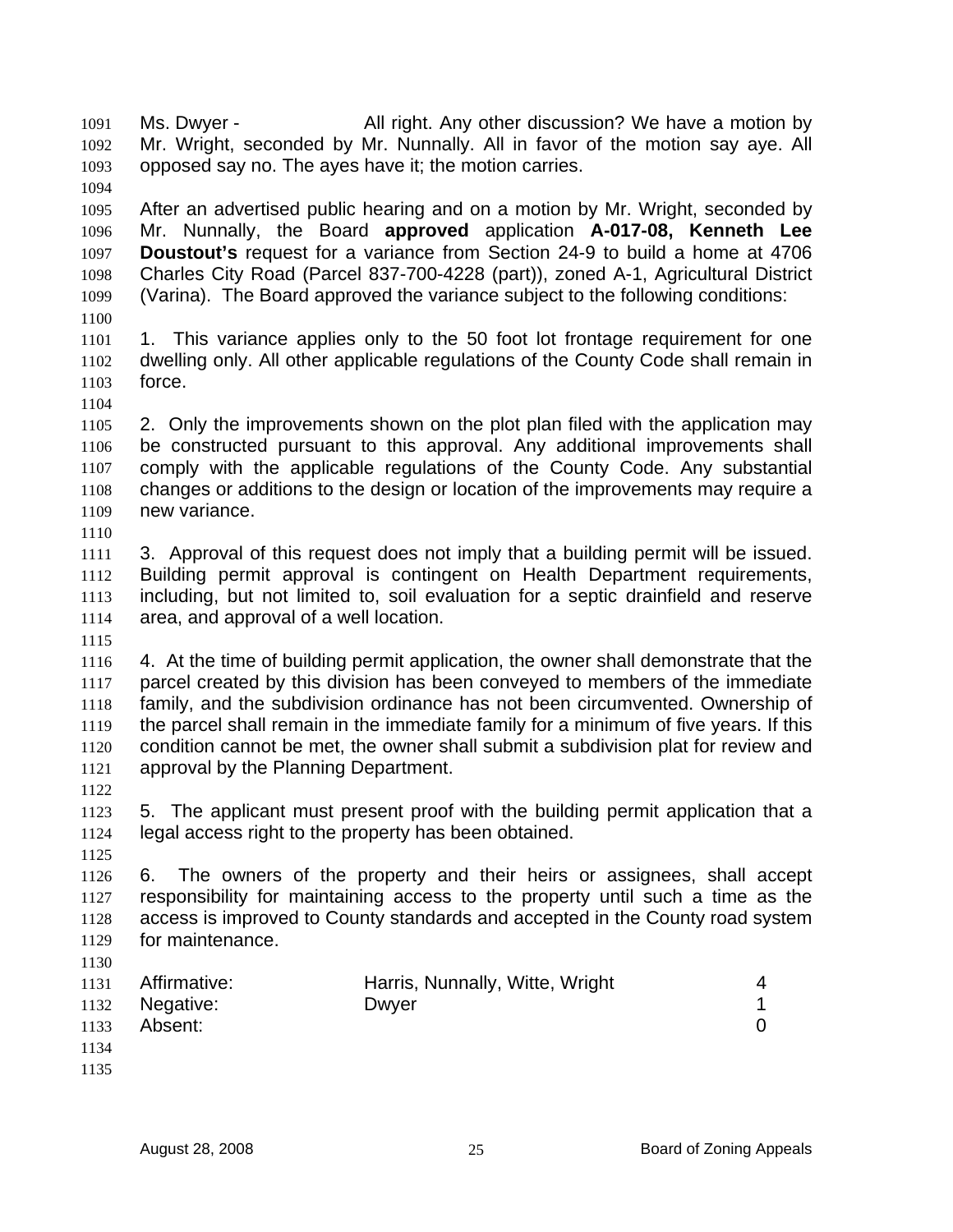Ms. Dwyer - All right. Any other discussion? We have a motion by Mr. Wright, seconded by Mr. Nunnally. All in favor of the motion say aye. All opposed say no. The ayes have it; the motion carries.

After an advertised public hearing and on a motion by Mr. Wright, seconded by Mr. Nunnally, the Board **approved** application **A-017-08, Kenneth Lee Doustout's** request for a variance from Section 24-9 to build a home at 4706 Charles City Road (Parcel 837-700-4228 (part)), zoned A-1, Agricultural District (Varina). The Board approved the variance subject to the following conditions:

1. This variance applies only to the 50 foot lot frontage requirement for one dwelling only. All other applicable regulations of the County Code shall remain in force.

2. Only the improvements shown on the plot plan filed with the application may be constructed pursuant to this approval. Any additional improvements shall comply with the applicable regulations of the County Code. Any substantial changes or additions to the design or location of the improvements may require a new variance.

3. Approval of this request does not imply that a building permit will be issued. Building permit approval is contingent on Health Department requirements, including, but not limited to, soil evaluation for a septic drainfield and reserve area, and approval of a well location.

4. At the time of building permit application, the owner shall demonstrate that the parcel created by this division has been conveyed to members of the immediate family, and the subdivision ordinance has not been circumvented. Ownership of the parcel shall remain in the immediate family for a minimum of five years. If this condition cannot be met, the owner shall submit a subdivision plat for review and approval by the Planning Department.

5. The applicant must present proof with the building permit application that a legal access right to the property has been obtained.

6. The owners of the property and their heirs or assignees, shall accept responsibility for maintaining access to the property until such a time as the access is improved to County standards and accepted in the County road system for maintenance.

| | | |
|---|---|---|
| Affirmative: | Harris, Nunnally, Witte, Wright | 4 |
| Negative: | Dwyer | 1 |
| Absent: | | 0 |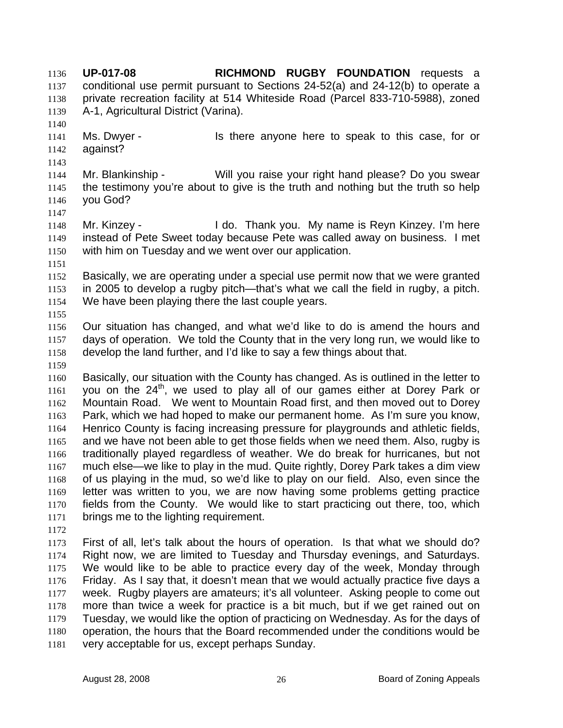**UP-017-08 RICHMOND RUGBY FOUNDATION** requests a conditional use permit pursuant to Sections 24-52(a) and 24-12(b) to operate a private recreation facility at 514 Whiteside Road (Parcel 833-710-5988), zoned A-1, Agricultural District (Varina).

Ms. Dwyer - Is there anyone here to speak to this case, for or against?

Mr. Blankinship - Will you raise your right hand please? Do you swear the testimony you're about to give is the truth and nothing but the truth so help you God?

Mr. Kinzey - I do. Thank you. My name is Reyn Kinzey. I'm here instead of Pete Sweet today because Pete was called away on business. I met with him on Tuesday and we went over our application.

Basically, we are operating under a special use permit now that we were granted in 2005 to develop a rugby pitch—that's what we call the field in rugby, a pitch. We have been playing there the last couple years.

Our situation has changed, and what we'd like to do is amend the hours and days of operation. We told the County that in the very long run, we would like to develop the land further, and I'd like to say a few things about that.

Basically, our situation with the County has changed. As is outlined in the letter to you on the 24th, we used to play all of our games either at Dorey Park or Mountain Road. We went to Mountain Road first, and then moved out to Dorey Park, which we had hoped to make our permanent home. As I'm sure you know, Henrico County is facing increasing pressure for playgrounds and athletic fields, and we have not been able to get those fields when we need them. Also, rugby is traditionally played regardless of weather. We do break for hurricanes, but not much else—we like to play in the mud. Quite rightly, Dorey Park takes a dim view of us playing in the mud, so we'd like to play on our field. Also, even since the letter was written to you, we are now having some problems getting practice fields from the County. We would like to start practicing out there, too, which brings me to the lighting requirement.

First of all, let's talk about the hours of operation. Is that what we should do? Right now, we are limited to Tuesday and Thursday evenings, and Saturdays. We would like to be able to practice every day of the week, Monday through Friday. As I say that, it doesn't mean that we would actually practice five days a week. Rugby players are amateurs; it's all volunteer. Asking people to come out more than twice a week for practice is a bit much, but if we get rained out on Tuesday, we would like the option of practicing on Wednesday. As for the days of operation, the hours that the Board recommended under the conditions would be very acceptable for us, except perhaps Sunday.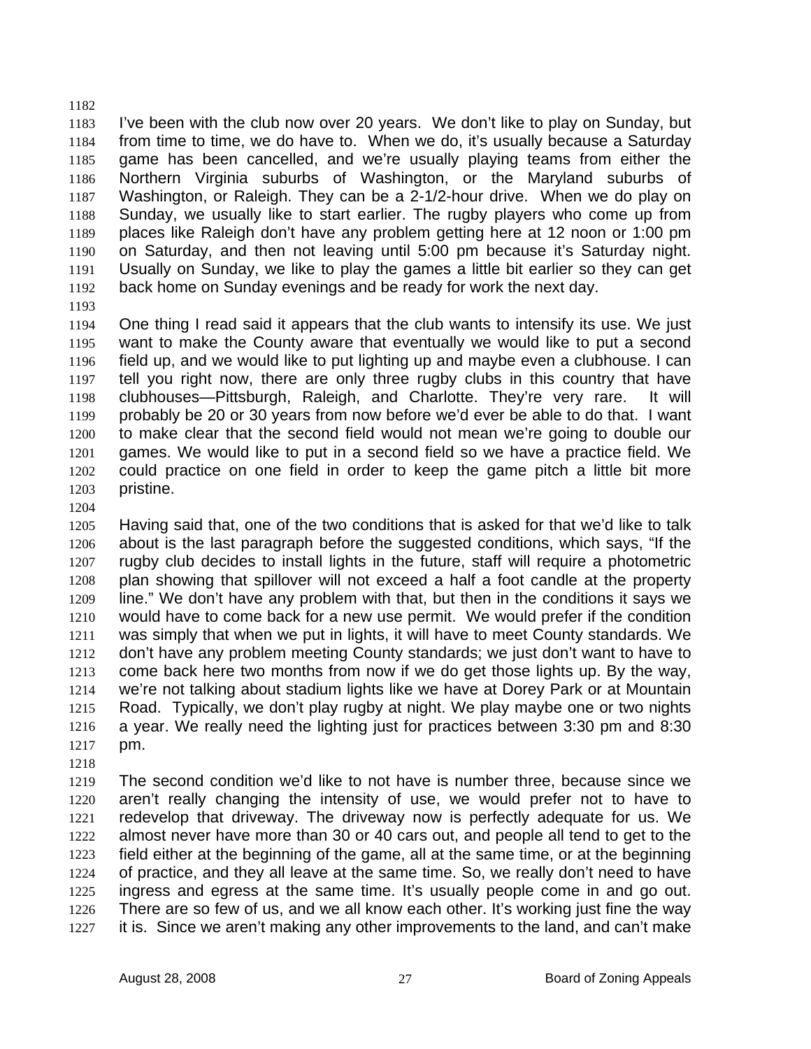I've been with the club now over 20 years. We don't like to play on Sunday, but from time to time, we do have to. When we do, it's usually because a Saturday game has been cancelled, and we're usually playing teams from either the Northern Virginia suburbs of Washington, or the Maryland suburbs of Washington, or Raleigh. They can be a 2-1/2-hour drive. When we do play on Sunday, we usually like to start earlier. The rugby players who come up from places like Raleigh don't have any problem getting here at 12 noon or 1:00 pm on Saturday, and then not leaving until 5:00 pm because it's Saturday night. Usually on Sunday, we like to play the games a little bit earlier so they can get back home on Sunday evenings and be ready for work the next day.

One thing I read said it appears that the club wants to intensify its use. We just want to make the County aware that eventually we would like to put a second field up, and we would like to put lighting up and maybe even a clubhouse. I can tell you right now, there are only three rugby clubs in this country that have clubhouses—Pittsburgh, Raleigh, and Charlotte. They're very rare. It will probably be 20 or 30 years from now before we'd ever be able to do that. I want to make clear that the second field would not mean we're going to double our games. We would like to put in a second field so we have a practice field. We could practice on one field in order to keep the game pitch a little bit more pristine.

Having said that, one of the two conditions that is asked for that we'd like to talk about is the last paragraph before the suggested conditions, which says, "If the rugby club decides to install lights in the future, staff will require a photometric plan showing that spillover will not exceed a half a foot candle at the property line." We don't have any problem with that, but then in the conditions it says we would have to come back for a new use permit. We would prefer if the condition was simply that when we put in lights, it will have to meet County standards. We don't have any problem meeting County standards; we just don't want to have to come back here two months from now if we do get those lights up. By the way, we're not talking about stadium lights like we have at Dorey Park or at Mountain Road. Typically, we don't play rugby at night. We play maybe one or two nights a year. We really need the lighting just for practices between 3:30 pm and 8:30 pm.

The second condition we'd like to not have is number three, because since we aren't really changing the intensity of use, we would prefer not to have to redevelop that driveway. The driveway now is perfectly adequate for us. We almost never have more than 30 or 40 cars out, and people all tend to get to the field either at the beginning of the game, all at the same time, or at the beginning of practice, and they all leave at the same time. So, we really don't need to have ingress and egress at the same time. It's usually people come in and go out. There are so few of us, and we all know each other. It's working just fine the way it is. Since we aren't making any other improvements to the land, and can't make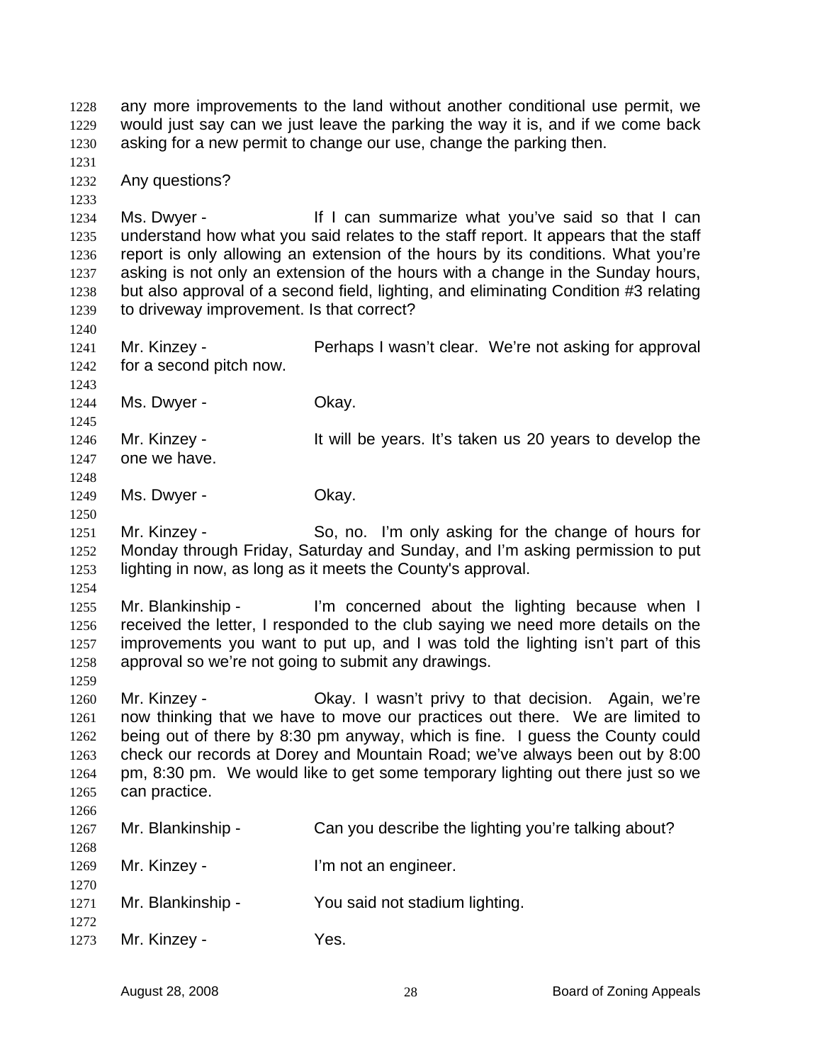any more improvements to the land without another conditional use permit, we would just say can we just leave the parking the way it is, and if we come back asking for a new permit to change our use, change the parking then.

Any questions?

Ms. Dwyer - If I can summarize what you've said so that I can understand how what you said relates to the staff report. It appears that the staff report is only allowing an extension of the hours by its conditions. What you're asking is not only an extension of the hours with a change in the Sunday hours, but also approval of a second field, lighting, and eliminating Condition #3 relating to driveway improvement. Is that correct?

Mr. Kinzey - Perhaps I wasn't clear. We're not asking for approval for a second pitch now.

Ms. Dwyer - Okay.

Mr. Kinzey - It will be years. It's taken us 20 years to develop the one we have.

Ms. Dwyer - Okay.

Mr. Kinzey - So, no. I'm only asking for the change of hours for Monday through Friday, Saturday and Sunday, and I'm asking permission to put lighting in now, as long as it meets the County's approval.

Mr. Blankinship - I'm concerned about the lighting because when I received the letter, I responded to the club saying we need more details on the improvements you want to put up, and I was told the lighting isn't part of this approval so we're not going to submit any drawings.

Mr. Kinzey - Okay. I wasn't privy to that decision. Again, we're now thinking that we have to move our practices out there. We are limited to being out of there by 8:30 pm anyway, which is fine. I guess the County could check our records at Dorey and Mountain Road; we've always been out by 8:00 pm, 8:30 pm. We would like to get some temporary lighting out there just so we can practice.

Mr. Blankinship - Can you describe the lighting you're talking about?

Mr. Kinzey - I'm not an engineer.

Mr. Blankinship - You said not stadium lighting.

Mr. Kinzey - Yes.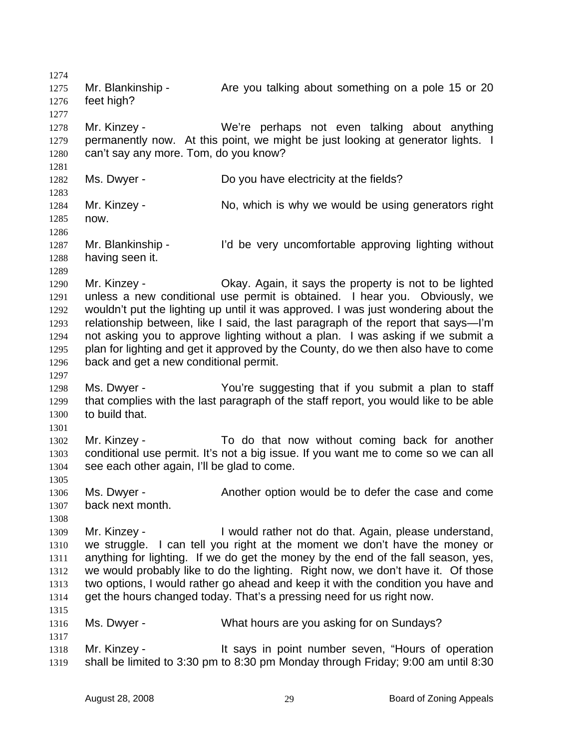Mr. Blankinship - Are you talking about something on a pole 15 or 20 feet high?

Mr. Kinzey - We're perhaps not even talking about anything permanently now. At this point, we might be just looking at generator lights. I can't say any more. Tom, do you know?

Ms. Dwyer - Do you have electricity at the fields?

Mr. Kinzey - No, which is why we would be using generators right now.

Mr. Blankinship - I'd be very uncomfortable approving lighting without having seen it.

Mr. Kinzey - Okay. Again, it says the property is not to be lighted unless a new conditional use permit is obtained. I hear you. Obviously, we wouldn't put the lighting up until it was approved. I was just wondering about the relationship between, like I said, the last paragraph of the report that says—I'm not asking you to approve lighting without a plan. I was asking if we submit a plan for lighting and get it approved by the County, do we then also have to come back and get a new conditional permit.

Ms. Dwyer - You're suggesting that if you submit a plan to staff that complies with the last paragraph of the staff report, you would like to be able to build that.

Mr. Kinzey - To do that now without coming back for another conditional use permit. It's not a big issue. If you want me to come so we can all see each other again, I'll be glad to come.

Ms. Dwyer - Another option would be to defer the case and come back next month.

Mr. Kinzey - I would rather not do that. Again, please understand, we struggle. I can tell you right at the moment we don't have the money or anything for lighting. If we do get the money by the end of the fall season, yes, we would probably like to do the lighting. Right now, we don't have it. Of those two options, I would rather go ahead and keep it with the condition you have and get the hours changed today. That's a pressing need for us right now.

Ms. Dwyer - What hours are you asking for on Sundays?

Mr. Kinzey - It says in point number seven, "Hours of operation shall be limited to 3:30 pm to 8:30 pm Monday through Friday; 9:00 am until 8:30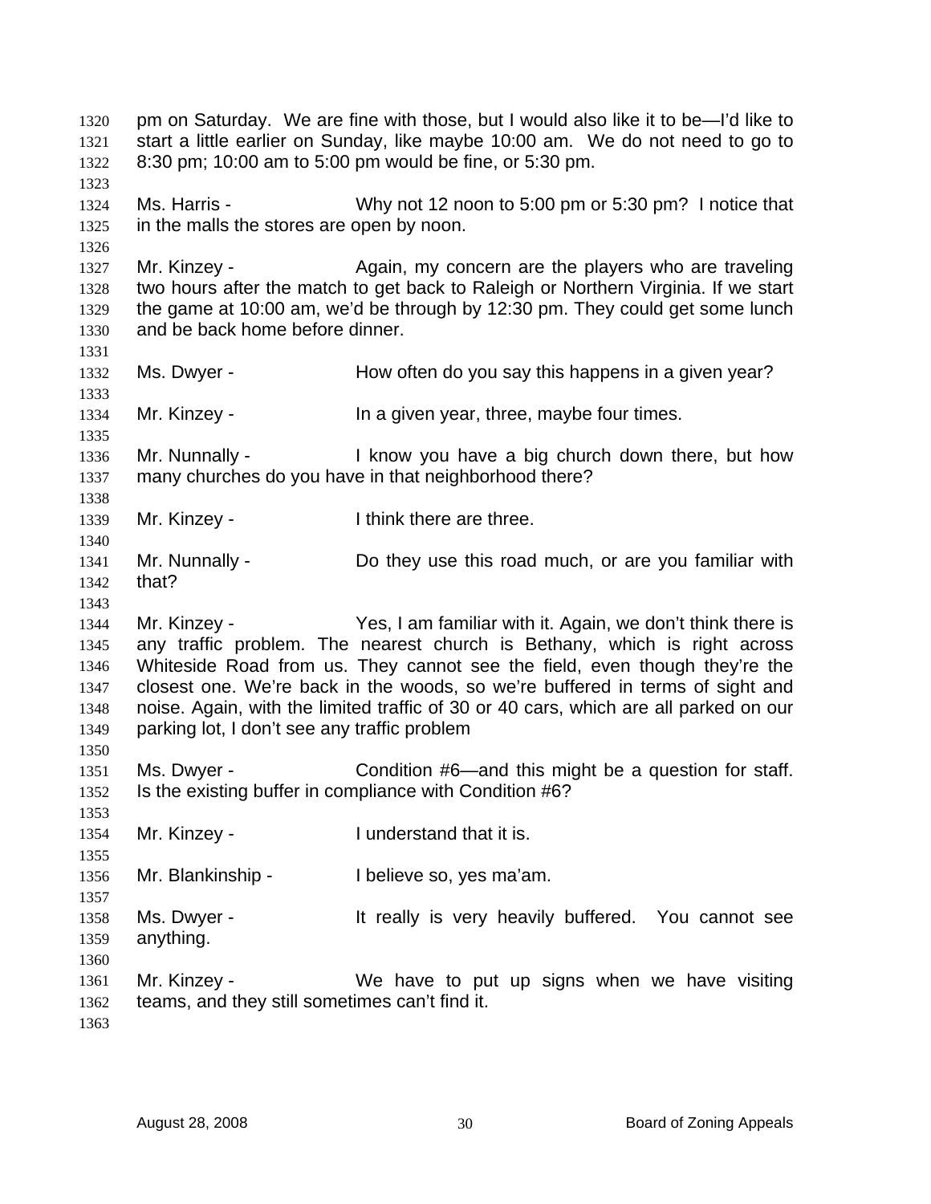pm on Saturday. We are fine with those, but I would also like it to be—I'd like to start a little earlier on Sunday, like maybe 10:00 am. We do not need to go to 8:30 pm; 10:00 am to 5:00 pm would be fine, or 5:30 pm.

Ms. Harris - Why not 12 noon to 5:00 pm or 5:30 pm? I notice that in the malls the stores are open by noon.

Mr. Kinzey - Again, my concern are the players who are traveling two hours after the match to get back to Raleigh or Northern Virginia. If we start the game at 10:00 am, we'd be through by 12:30 pm. They could get some lunch and be back home before dinner.

Ms. Dwyer - How often do you say this happens in a given year?

Mr. Kinzey - In a given year, three, maybe four times.

Mr. Nunnally - I know you have a big church down there, but how many churches do you have in that neighborhood there?

Mr. Kinzey - I think there are three.

Mr. Nunnally - Do they use this road much, or are you familiar with that?

Mr. Kinzey - Yes, I am familiar with it. Again, we don't think there is any traffic problem. The nearest church is Bethany, which is right across Whiteside Road from us. They cannot see the field, even though they're the closest one. We're back in the woods, so we're buffered in terms of sight and noise. Again, with the limited traffic of 30 or 40 cars, which are all parked on our parking lot, I don't see any traffic problem

Ms. Dwyer - Condition #6—and this might be a question for staff. Is the existing buffer in compliance with Condition #6?

Mr. Kinzey - I understand that it is.

Mr. Blankinship - I believe so, yes ma'am.

Ms. Dwyer - It really is very heavily buffered. You cannot see anything.

Mr. Kinzey - We have to put up signs when we have visiting teams, and they still sometimes can't find it.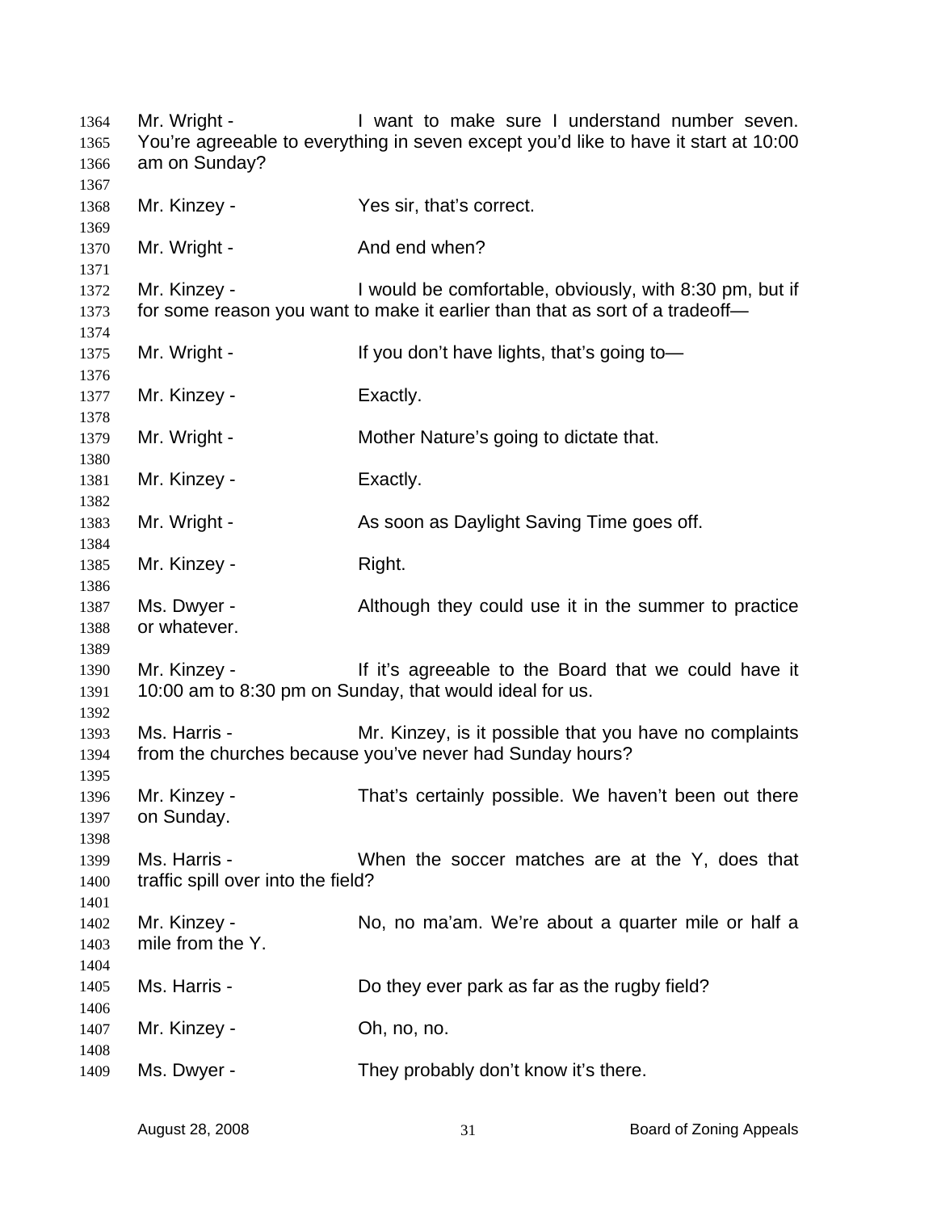1364 Mr. Wright - I want to make sure I understand number seven.
1365 You're agreeable to everything in seven except you'd like to have it start at 10:00
1366 am on Sunday?
1367
1368 Mr. Kinzey - Yes sir, that's correct.
1369
1370 Mr. Wright - And end when?
1371
1372 Mr. Kinzey - I would be comfortable, obviously, with 8:30 pm, but if
1373 for some reason you want to make it earlier than that as sort of a tradeoff—
1374
1375 Mr. Wright - If you don't have lights, that's going to—
1376
1377 Mr. Kinzey - Exactly.
1378
1379 Mr. Wright - Mother Nature's going to dictate that.
1380
1381 Mr. Kinzey - Exactly.
1382
1383 Mr. Wright - As soon as Daylight Saving Time goes off.
1384
1385 Mr. Kinzey - Right.
1386
1387 Ms. Dwyer - Although they could use it in the summer to practice
1388 or whatever.
1389
1390 Mr. Kinzey - If it's agreeable to the Board that we could have it
1391 10:00 am to 8:30 pm on Sunday, that would ideal for us.
1392
1393 Ms. Harris - Mr. Kinzey, is it possible that you have no complaints
1394 from the churches because you've never had Sunday hours?
1395
1396 Mr. Kinzey - That's certainly possible. We haven't been out there
1397 on Sunday.
1398
1399 Ms. Harris - When the soccer matches are at the Y, does that
1400 traffic spill over into the field?
1401
1402 Mr. Kinzey - No, no ma'am. We're about a quarter mile or half a
1403 mile from the Y.
1404
1405 Ms. Harris - Do they ever park as far as the rugby field?
1406
1407 Mr. Kinzey - Oh, no, no.
1408
1409 Ms. Dwyer - They probably don't know it's there.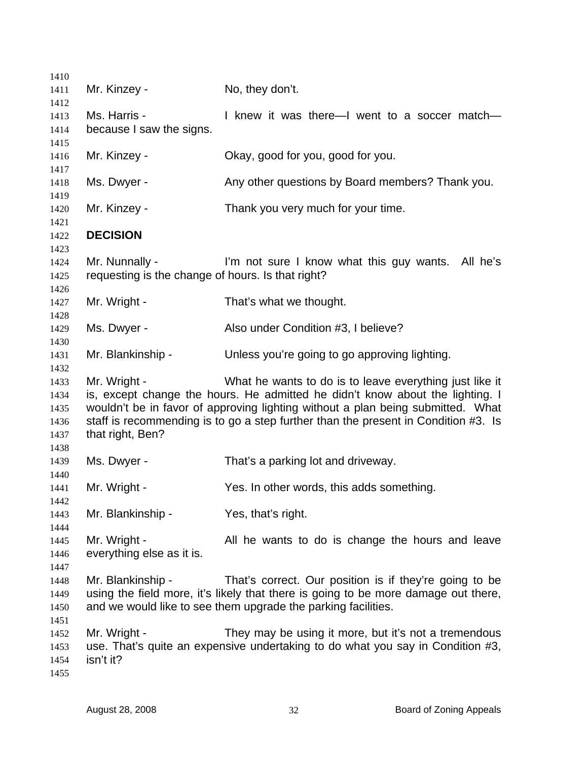Mr. Kinzey - No, they don't.

Ms. Harris - I knew it was there—I went to a soccer match—because I saw the signs.

Mr. Kinzey - Okay, good for you, good for you.

Ms. Dwyer - Any other questions by Board members? Thank you.

Mr. Kinzey - Thank you very much for your time.

**DECISION**

Mr. Nunnally - I'm not sure I know what this guy wants. All he's requesting is the change of hours. Is that right?

Mr. Wright - That's what we thought.

Ms. Dwyer - Also under Condition #3, I believe?

Mr. Blankinship - Unless you're going to go approving lighting.

Mr. Wright - What he wants to do is to leave everything just like it is, except change the hours. He admitted he didn't know about the lighting. I wouldn't be in favor of approving lighting without a plan being submitted. What staff is recommending is to go a step further than the present in Condition #3. Is that right, Ben?

Ms. Dwyer - That's a parking lot and driveway.

Mr. Wright - Yes. In other words, this adds something.

Mr. Blankinship - Yes, that's right.

Mr. Wright - All he wants to do is change the hours and leave everything else as it is.

Mr. Blankinship - That's correct. Our position is if they're going to be using the field more, it's likely that there is going to be more damage out there, and we would like to see them upgrade the parking facilities.

Mr. Wright - They may be using it more, but it's not a tremendous use. That's quite an expensive undertaking to do what you say in Condition #3, isn't it?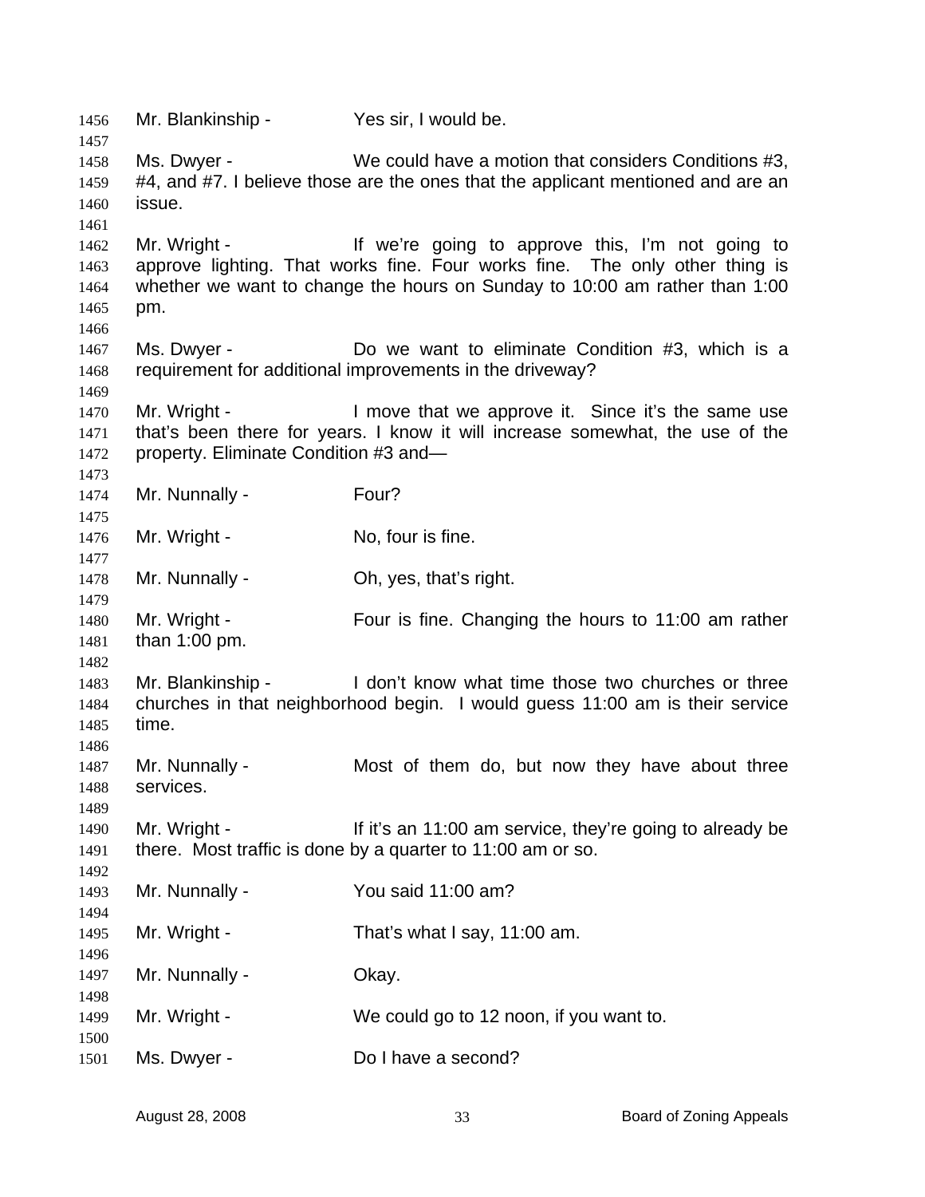1456 Mr. Blankinship - Yes sir, I would be.

1458 Ms. Dwyer - We could have a motion that considers Conditions #3, 1459 #4, and #7. I believe those are the ones that the applicant mentioned and are an 1460 issue.

1462 Mr. Wright - If we're going to approve this, I'm not going to 1463 approve lighting. That works fine. Four works fine. The only other thing is 1464 whether we want to change the hours on Sunday to 10:00 am rather than 1:00 1465 pm.

1467 Ms. Dwyer - Do we want to eliminate Condition #3, which is a 1468 requirement for additional improvements in the driveway?

1470 Mr. Wright - I move that we approve it. Since it's the same use 1471 that's been there for years. I know it will increase somewhat, the use of the 1472 property. Eliminate Condition #3 and—

1474 Mr. Nunnally - Four?

1476 Mr. Wright - No, four is fine.

1478 Mr. Nunnally - Oh, yes, that's right.

1480 Mr. Wright - Four is fine. Changing the hours to 11:00 am rather 1481 than 1:00 pm.

1483 Mr. Blankinship - I don't know what time those two churches or three 1484 churches in that neighborhood begin. I would guess 11:00 am is their service 1485 time.

1487 Mr. Nunnally - Most of them do, but now they have about three 1488 services.

1490 Mr. Wright - If it's an 11:00 am service, they're going to already be 1491 there. Most traffic is done by a quarter to 11:00 am or so.

1493 Mr. Nunnally - You said 11:00 am?

1495 Mr. Wright - That's what I say, 11:00 am.

1497 Mr. Nunnally - Okay.

1499 Mr. Wright - We could go to 12 noon, if you want to.

1501 Ms. Dwyer - Do I have a second?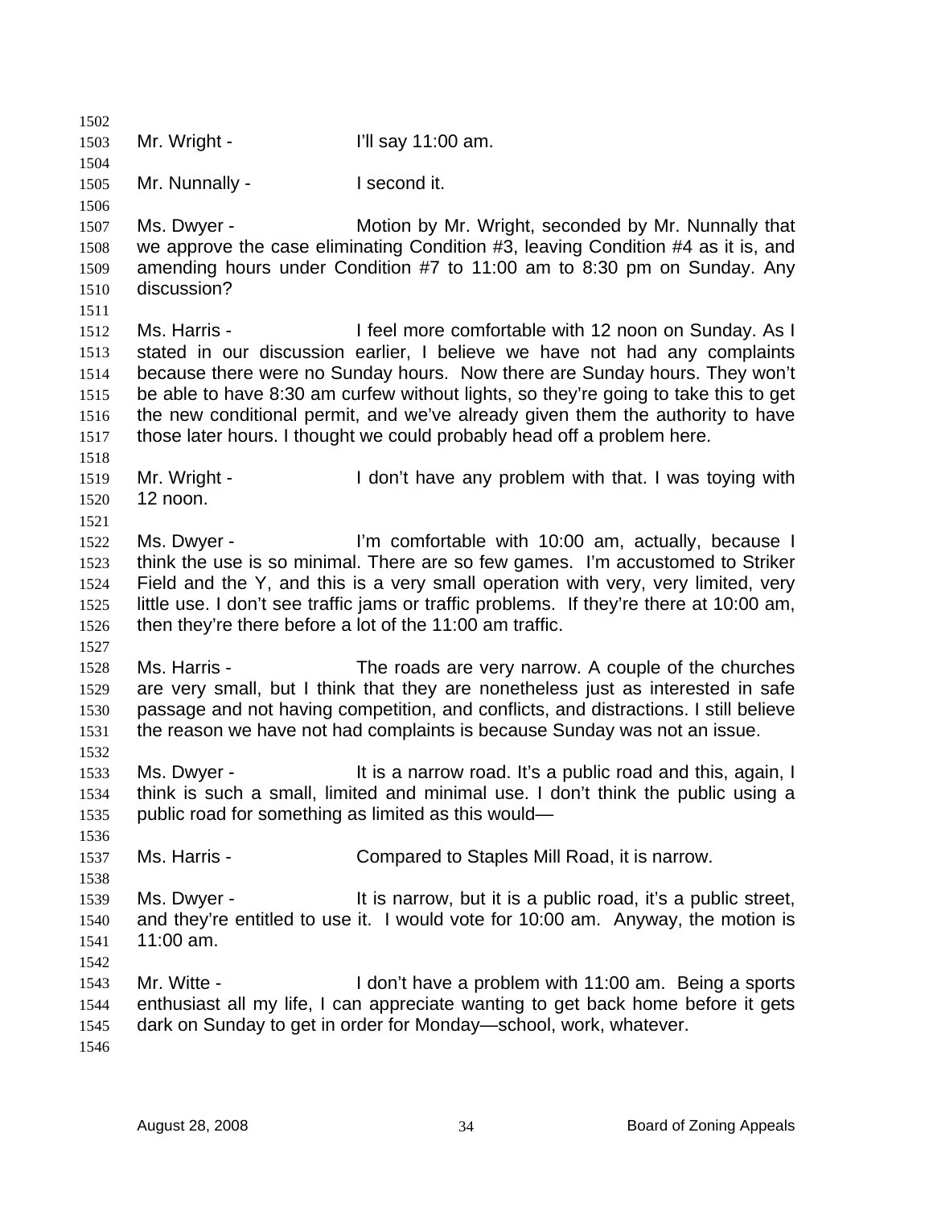Mr. Wright - I'll say 11:00 am.

Mr. Nunnally - I second it.

Ms. Dwyer - Motion by Mr. Wright, seconded by Mr. Nunnally that we approve the case eliminating Condition #3, leaving Condition #4 as it is, and amending hours under Condition #7 to 11:00 am to 8:30 pm on Sunday. Any discussion?

Ms. Harris - I feel more comfortable with 12 noon on Sunday. As I stated in our discussion earlier, I believe we have not had any complaints because there were no Sunday hours. Now there are Sunday hours. They won't be able to have 8:30 am curfew without lights, so they're going to take this to get the new conditional permit, and we've already given them the authority to have those later hours. I thought we could probably head off a problem here.

Mr. Wright - I don't have any problem with that. I was toying with 12 noon.

Ms. Dwyer - I'm comfortable with 10:00 am, actually, because I think the use is so minimal. There are so few games. I'm accustomed to Striker Field and the Y, and this is a very small operation with very, very limited, very little use. I don't see traffic jams or traffic problems. If they're there at 10:00 am, then they're there before a lot of the 11:00 am traffic.

Ms. Harris - The roads are very narrow. A couple of the churches are very small, but I think that they are nonetheless just as interested in safe passage and not having competition, and conflicts, and distractions. I still believe the reason we have not had complaints is because Sunday was not an issue.

Ms. Dwyer - It is a narrow road. It's a public road and this, again, I think is such a small, limited and minimal use. I don't think the public using a public road for something as limited as this would—

Ms. Harris - Compared to Staples Mill Road, it is narrow.

Ms. Dwyer - It is narrow, but it is a public road, it's a public street, and they're entitled to use it. I would vote for 10:00 am. Anyway, the motion is 11:00 am.

Mr. Witte - I don't have a problem with 11:00 am. Being a sports enthusiast all my life, I can appreciate wanting to get back home before it gets dark on Sunday to get in order for Monday—school, work, whatever.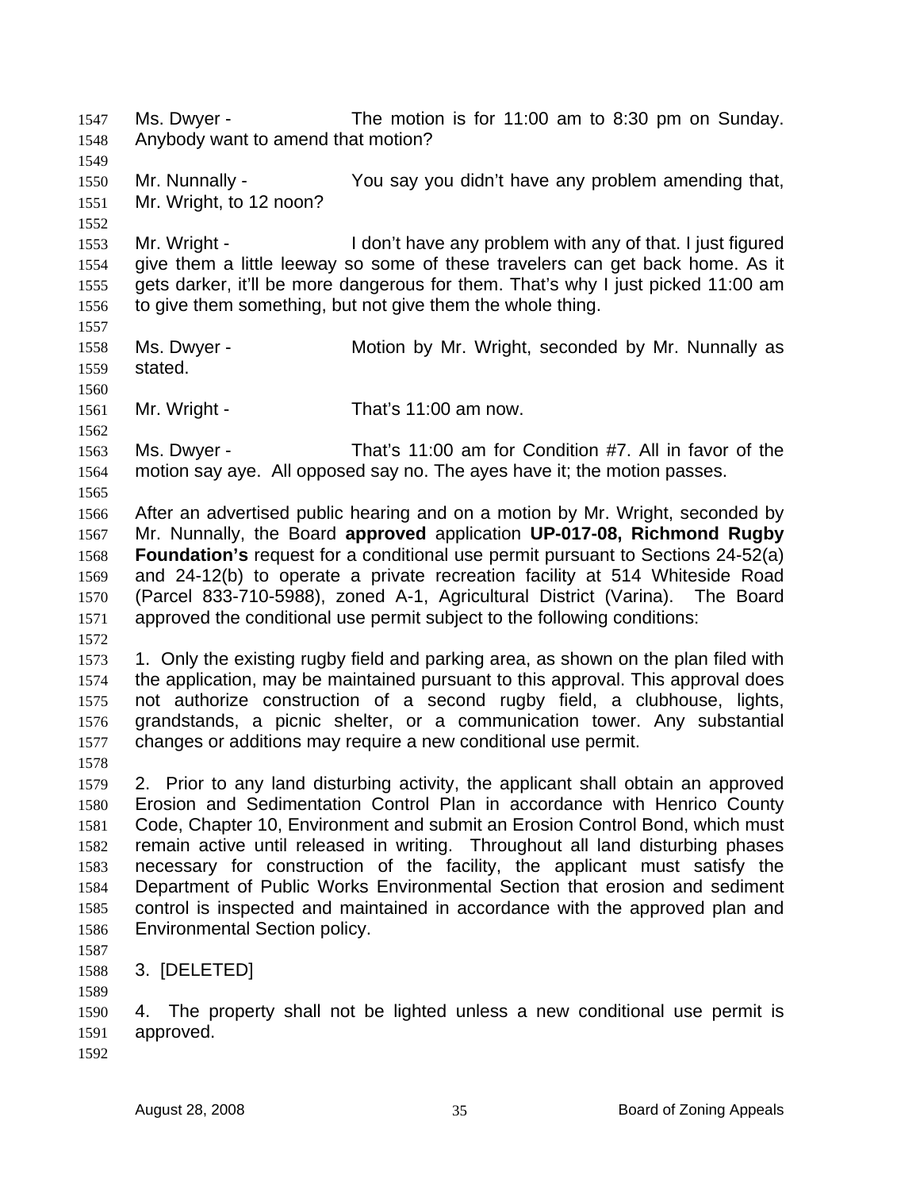Ms. Dwyer - The motion is for 11:00 am to 8:30 pm on Sunday. Anybody want to amend that motion?

Mr. Nunnally - You say you didn't have any problem amending that, Mr. Wright, to 12 noon?

Mr. Wright - I don't have any problem with any of that. I just figured give them a little leeway so some of these travelers can get back home. As it gets darker, it'll be more dangerous for them. That's why I just picked 11:00 am to give them something, but not give them the whole thing.

Ms. Dwyer - Motion by Mr. Wright, seconded by Mr. Nunnally as stated.

Mr. Wright - That's 11:00 am now.

Ms. Dwyer - That's 11:00 am for Condition #7. All in favor of the motion say aye. All opposed say no. The ayes have it; the motion passes.

After an advertised public hearing and on a motion by Mr. Wright, seconded by Mr. Nunnally, the Board **approved** application **UP-017-08, Richmond Rugby Foundation's** request for a conditional use permit pursuant to Sections 24-52(a) and 24-12(b) to operate a private recreation facility at 514 Whiteside Road (Parcel 833-710-5988), zoned A-1, Agricultural District (Varina). The Board approved the conditional use permit subject to the following conditions:

1. Only the existing rugby field and parking area, as shown on the plan filed with the application, may be maintained pursuant to this approval. This approval does not authorize construction of a second rugby field, a clubhouse, lights, grandstands, a picnic shelter, or a communication tower. Any substantial changes or additions may require a new conditional use permit.

2. Prior to any land disturbing activity, the applicant shall obtain an approved Erosion and Sedimentation Control Plan in accordance with Henrico County Code, Chapter 10, Environment and submit an Erosion Control Bond, which must remain active until released in writing. Throughout all land disturbing phases necessary for construction of the facility, the applicant must satisfy the Department of Public Works Environmental Section that erosion and sediment control is inspected and maintained in accordance with the approved plan and Environmental Section policy.

3. [DELETED]

4. The property shall not be lighted unless a new conditional use permit is approved.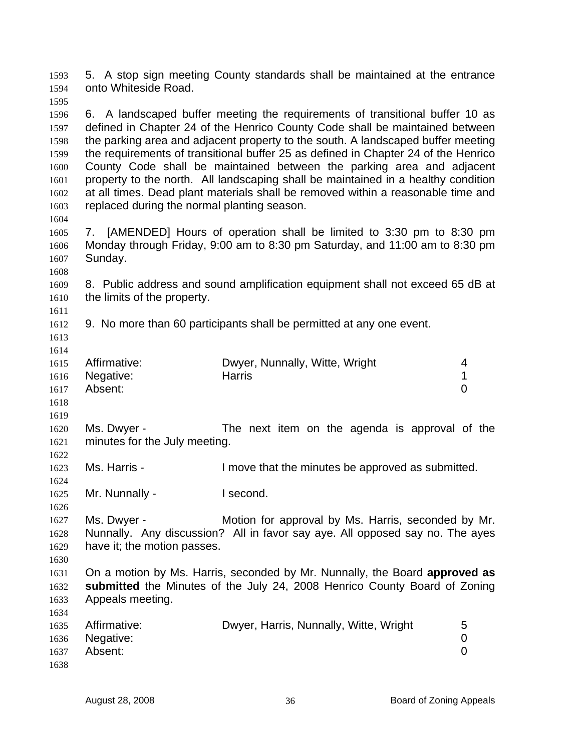5. A stop sign meeting County standards shall be maintained at the entrance onto Whiteside Road.

6. A landscaped buffer meeting the requirements of transitional buffer 10 as defined in Chapter 24 of the Henrico County Code shall be maintained between the parking area and adjacent property to the south. A landscaped buffer meeting the requirements of transitional buffer 25 as defined in Chapter 24 of the Henrico County Code shall be maintained between the parking area and adjacent property to the north. All landscaping shall be maintained in a healthy condition at all times. Dead plant materials shall be removed within a reasonable time and replaced during the normal planting season.

7. [AMENDED] Hours of operation shall be limited to 3:30 pm to 8:30 pm Monday through Friday, 9:00 am to 8:30 pm Saturday, and 11:00 am to 8:30 pm Sunday.

8. Public address and sound amplification equipment shall not exceed 65 dB at the limits of the property.

9. No more than 60 participants shall be permitted at any one event.

| | | |
|---|---|---|
| Affirmative: | Dwyer, Nunnally, Witte, Wright | 4 |
| Negative: | Harris | 1 |
| Absent: | | 0 |

Ms. Dwyer - The next item on the agenda is approval of the minutes for the July meeting.

Ms. Harris - I move that the minutes be approved as submitted.

Mr. Nunnally - I second.

Ms. Dwyer - Motion for approval by Ms. Harris, seconded by Mr. Nunnally. Any discussion? All in favor say aye. All opposed say no. The ayes have it; the motion passes.

On a motion by Ms. Harris, seconded by Mr. Nunnally, the Board **approved as submitted** the Minutes of the July 24, 2008 Henrico County Board of Zoning Appeals meeting.

| | | |
|---|---|---|
| Affirmative: | Dwyer, Harris, Nunnally, Witte, Wright | 5 |
| Negative: | | 0 |
| Absent: | | 0 |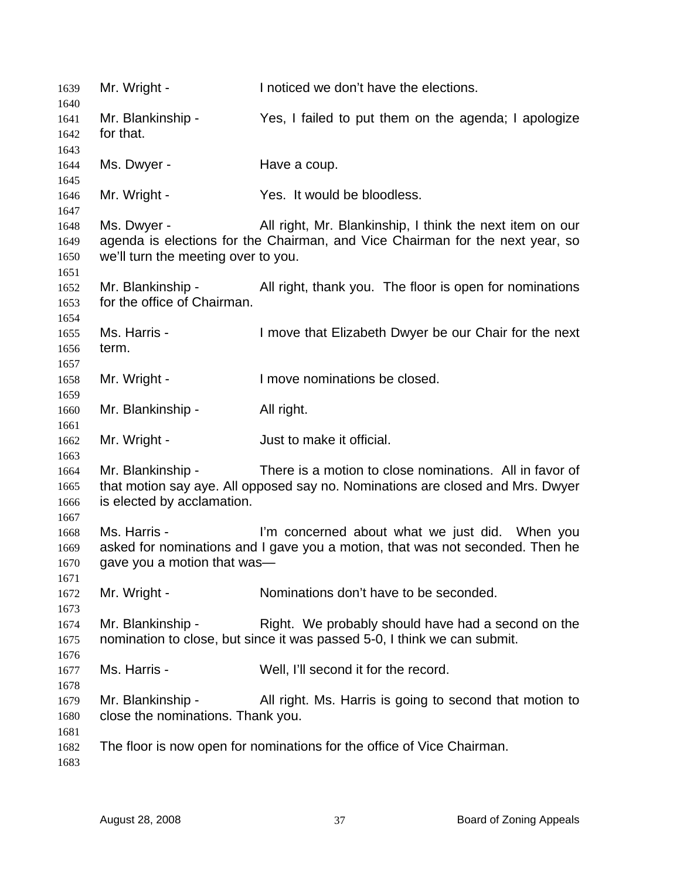Mr. Wright - I noticed we don't have the elections.

Mr. Blankinship - Yes, I failed to put them on the agenda; I apologize for that.

Ms. Dwyer - Have a coup.

Mr. Wright - Yes. It would be bloodless.

Ms. Dwyer - All right, Mr. Blankinship, I think the next item on our agenda is elections for the Chairman, and Vice Chairman for the next year, so we'll turn the meeting over to you.

Mr. Blankinship - All right, thank you. The floor is open for nominations for the office of Chairman.

Ms. Harris - I move that Elizabeth Dwyer be our Chair for the next term.

Mr. Wright - I move nominations be closed.

Mr. Blankinship - All right.

Mr. Wright - Just to make it official.

Mr. Blankinship - There is a motion to close nominations. All in favor of that motion say aye. All opposed say no. Nominations are closed and Mrs. Dwyer is elected by acclamation.

Ms. Harris - I'm concerned about what we just did. When you asked for nominations and I gave you a motion, that was not seconded. Then he gave you a motion that was—

Mr. Wright - Nominations don't have to be seconded.

Mr. Blankinship - Right. We probably should have had a second on the nomination to close, but since it was passed 5-0, I think we can submit.

Ms. Harris - Well, I'll second it for the record.

Mr. Blankinship - All right. Ms. Harris is going to second that motion to close the nominations. Thank you.

The floor is now open for nominations for the office of Vice Chairman.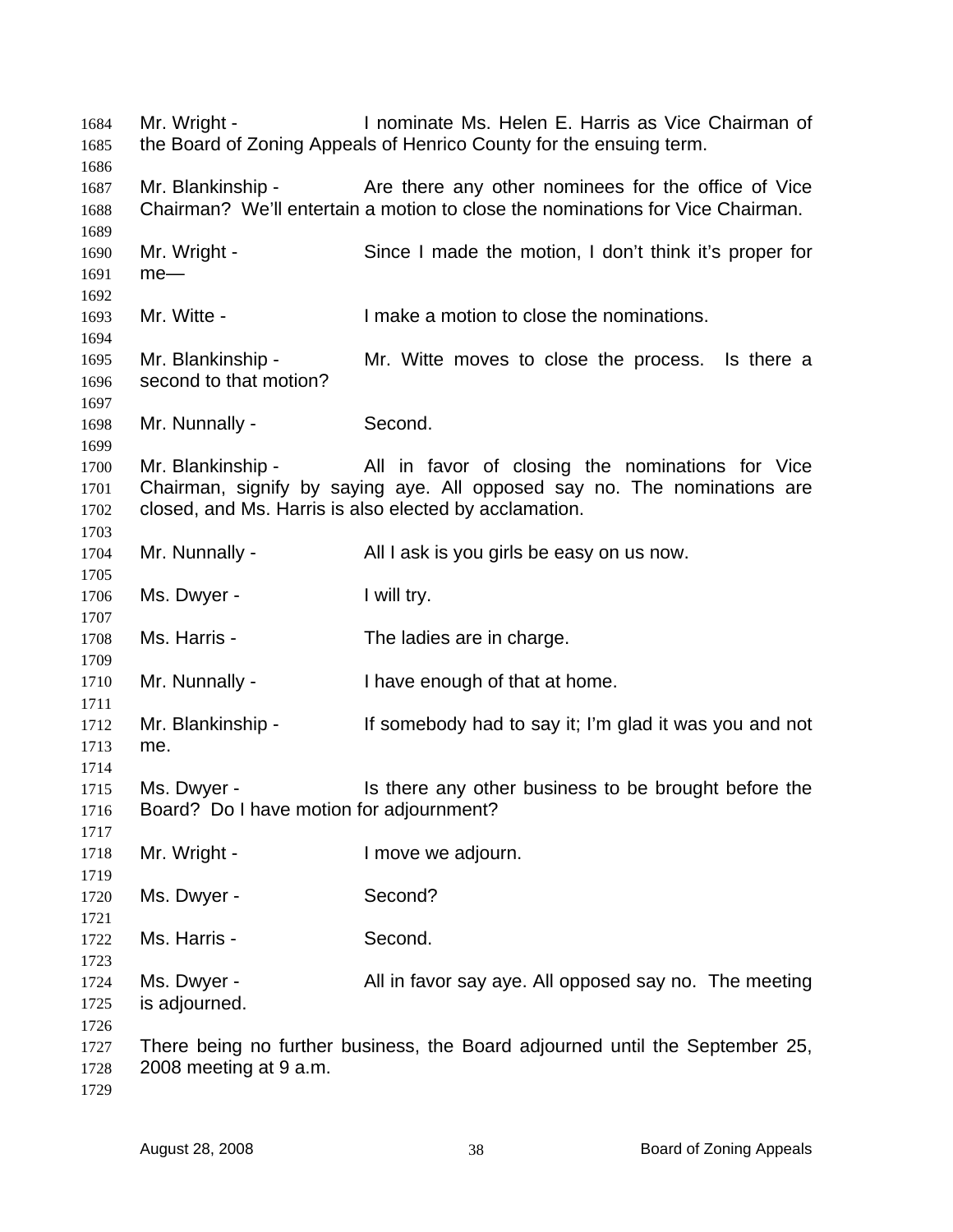Mr. Wright - I nominate Ms. Helen E. Harris as Vice Chairman of the Board of Zoning Appeals of Henrico County for the ensuing term.

Mr. Blankinship - Are there any other nominees for the office of Vice Chairman? We'll entertain a motion to close the nominations for Vice Chairman.

Mr. Wright - Since I made the motion, I don't think it's proper for me—

Mr. Witte - I make a motion to close the nominations.

Mr. Blankinship - Mr. Witte moves to close the process. Is there a second to that motion?

Mr. Nunnally - Second.

Mr. Blankinship - All in favor of closing the nominations for Vice Chairman, signify by saying aye. All opposed say no. The nominations are closed, and Ms. Harris is also elected by acclamation.

Mr. Nunnally - All I ask is you girls be easy on us now.

Ms. Dwyer - I will try.

Ms. Harris - The ladies are in charge.

Mr. Nunnally - I have enough of that at home.

Mr. Blankinship - If somebody had to say it; I'm glad it was you and not me.

Ms. Dwyer - Is there any other business to be brought before the Board? Do I have motion for adjournment?

Mr. Wright - I move we adjourn.

Ms. Dwyer - Second?

Ms. Harris - Second.

Ms. Dwyer - All in favor say aye. All opposed say no. The meeting is adjourned.

There being no further business, the Board adjourned until the September 25, 2008 meeting at 9 a.m.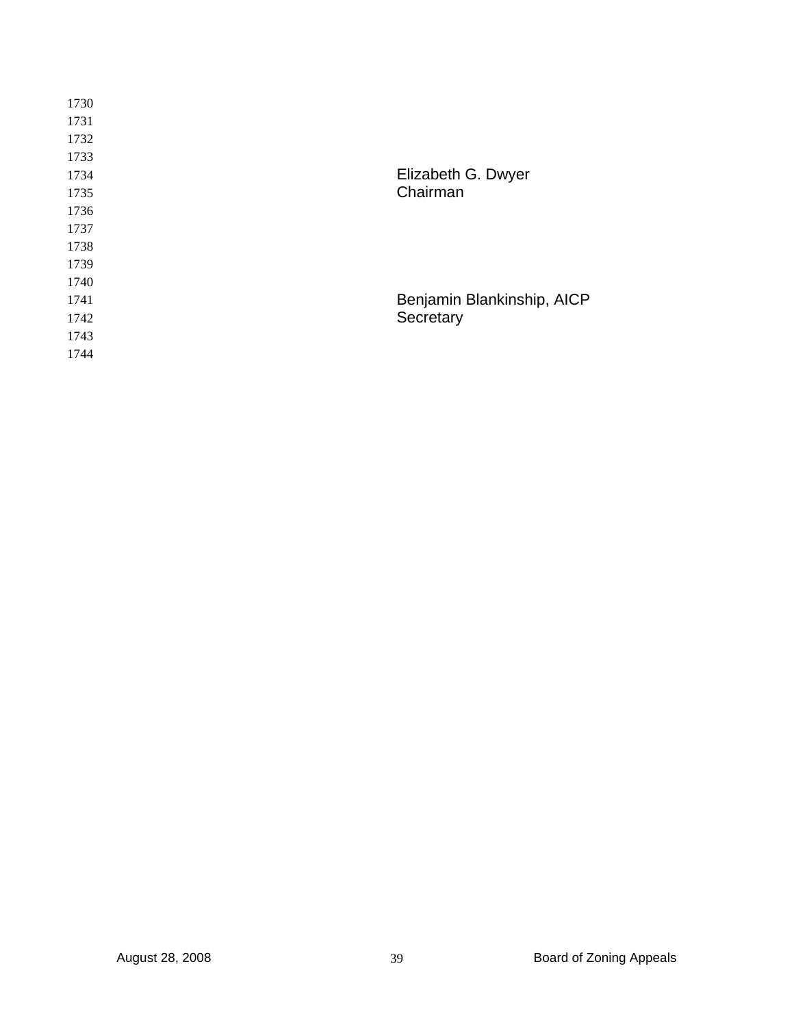Elizabeth G. Dwyer
Chairman

Benjamin Blankinship, AICP
Secretary